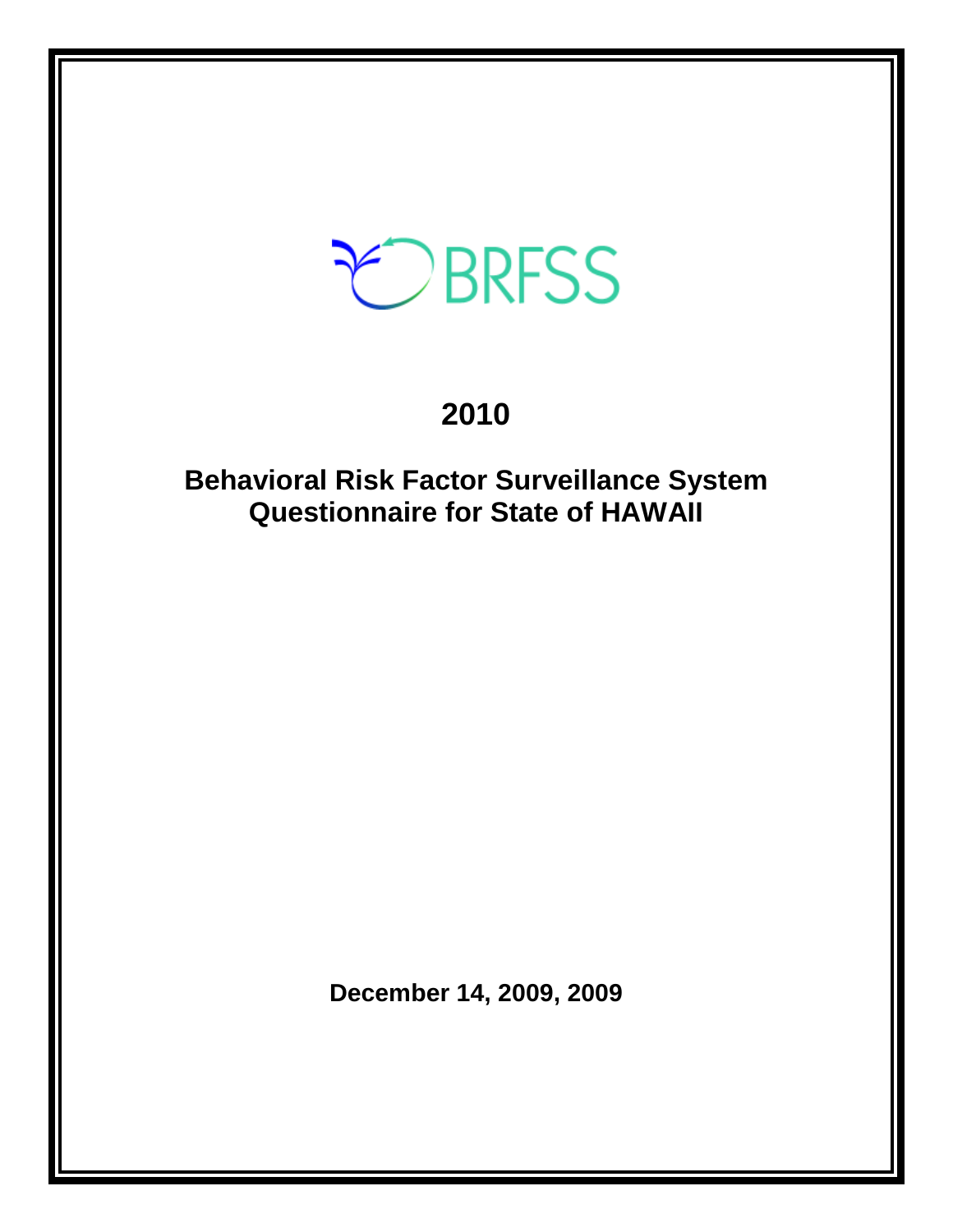BRFSS

# 2010

## Behavioral Risk Factor Surveillance System Questionnaire for State of HAWAII

**December 14, 2009, 2009**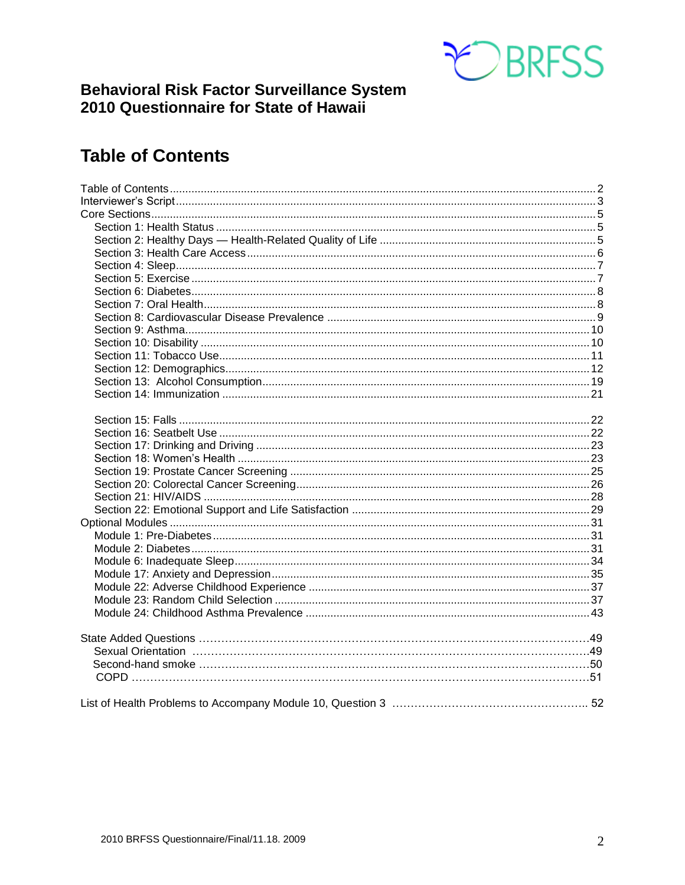# Behavioral Risk Factor Surveillance System
# 2010 Questionnaire for State of Hawaii

## Table of Contents

Table of Contents ........ 2
Interviewer's Script ........ 3
Core Sections ........ 5
- Section 1: Health Status ........ 5
- Section 2: Healthy Days — Health-Related Quality of Life ........ 5
- Section 3: Health Care Access ........ 6
- Section 4: Sleep ........ 7
- Section 5: Exercise ........ 7
- Section 6: Diabetes ........ 8
- Section 7: Oral Health ........ 8
- Section 8: Cardiovascular Disease Prevalence ........ 9
- Section 9: Asthma ........ 10
- Section 10: Disability ........ 10
- Section 11: Tobacco Use ........ 11
- Section 12: Demographics ........ 12
- Section 13: Alcohol Consumption ........ 19
- Section 14: Immunization ........ 21
- Section 15: Falls ........ 22
- Section 16: Seatbelt Use ........ 22
- Section 17: Drinking and Driving ........ 23
- Section 18: Women's Health ........ 23
- Section 19: Prostate Cancer Screening ........ 25
- Section 20: Colorectal Cancer Screening ........ 26
- Section 21: HIV/AIDS ........ 28
- Section 22: Emotional Support and Life Satisfaction ........ 29

Optional Modules ........ 31
- Module 1: Pre-Diabetes ........ 31
- Module 2: Diabetes ........ 31
- Module 6: Inadequate Sleep ........ 34
- Module 17: Anxiety and Depression ........ 35
- Module 22: Adverse Childhood Experience ........ 37
- Module 23: Random Child Selection ........ 37
- Module 24: Childhood Asthma Prevalence ........ 43

State Added Questions ........ 49
- Sexual Orientation ........ 49
- Second-hand smoke ........ 50
- COPD ........ 51

List of Health Problems to Accompany Module 10, Question 3 ........ 52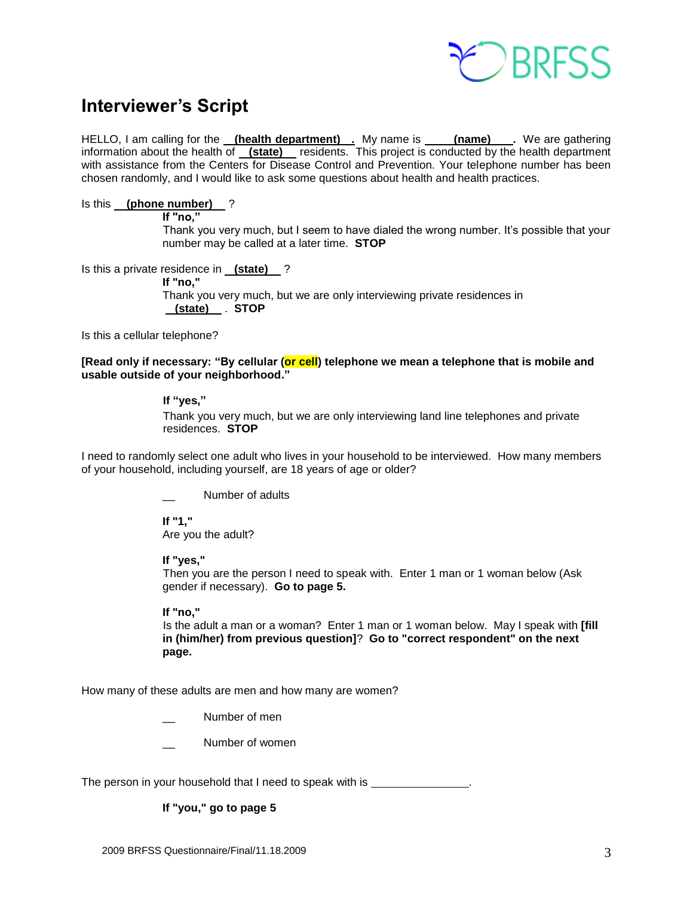# Interviewer's Script

HELLO, I am calling for the **(health department)**. My name is **(name)**. We are gathering information about the health of **(state)** residents. This project is conducted by the health department with assistance from the Centers for Disease Control and Prevention. Your telephone number has been chosen randomly, and I would like to ask some questions about health and health practices.

Is this **(phone number)** ?

> **If "no,"**
> Thank you very much, but I seem to have dialed the wrong number. It's possible that your number may be called at a later time. **STOP**

Is this a private residence in **(state)** ?

> **If "no,"**
> Thank you very much, but we are only interviewing private residences in **(state)**. **STOP**

Is this a cellular telephone?

**[Read only if necessary: "By cellular (or cell) telephone we mean a telephone that is mobile and usable outside of your neighborhood."**

> **If "yes,"**
> Thank you very much, but we are only interviewing land line telephones and private residences. **STOP**

I need to randomly select one adult who lives in your household to be interviewed. How many members of your household, including yourself, are 18 years of age or older?

> __ Number of adults
>
> **If "1,"**
> Are you the adult?
>
> **If "yes,"**
> Then you are the person I need to speak with. Enter 1 man or 1 woman below (Ask gender if necessary). **Go to page 5.**
>
> **If "no,"**
> Is the adult a man or a woman? Enter 1 man or 1 woman below. May I speak with **[fill in (him/her) from previous question]**? **Go to "correct respondent" on the next page.**

How many of these adults are men and how many are women?

> __ Number of men
>
> __ Number of women

The person in your household that I need to speak with is ________________.

> **If "you," go to page 5**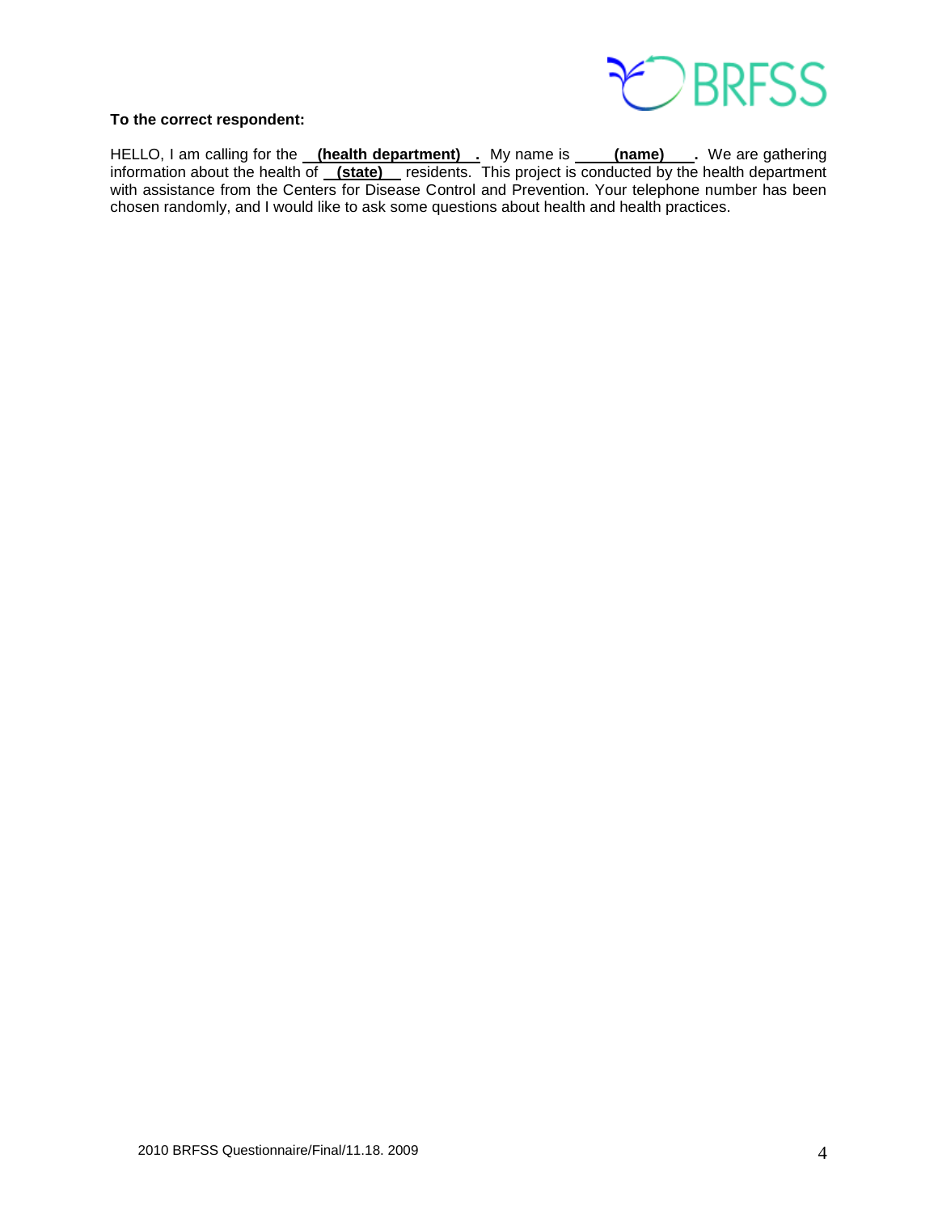**To the correct respondent:**

HELLO, I am calling for the **(health department)**. My name is **(name)**. We are gathering information about the health of **(state)** residents. This project is conducted by the health department with assistance from the Centers for Disease Control and Prevention. Your telephone number has been chosen randomly, and I would like to ask some questions about health and health practices.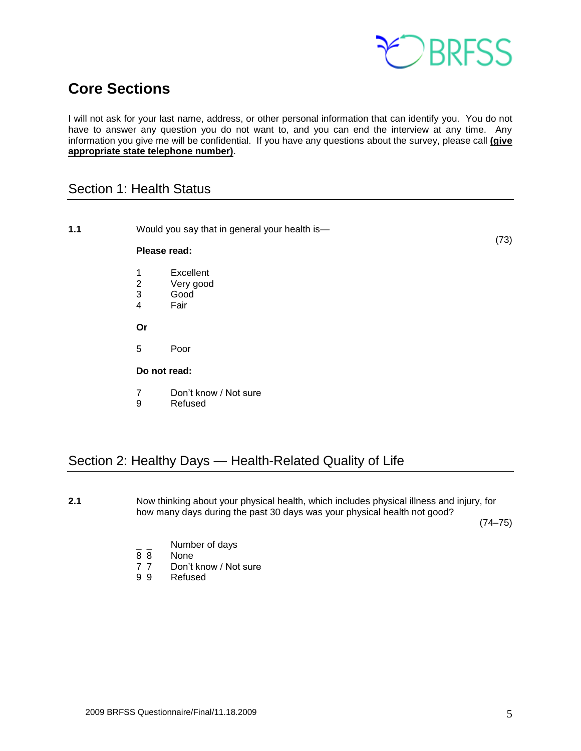# Core Sections

I will not ask for your last name, address, or other personal information that can identify you. You do not have to answer any question you do not want to, and you can end the interview at any time. Any information you give me will be confidential. If you have any questions about the survey, please call **(give appropriate state telephone number)**.

## Section 1: Health Status

**1.1** Would you say that in general your health is— (73)

**Please read:**

1 Excellent
2 Very good
3 Good
4 Fair

**Or**

5 Poor

**Do not read:**

7 Don't know / Not sure
9 Refused

## Section 2: Healthy Days — Health-Related Quality of Life

**2.1** Now thinking about your physical health, which includes physical illness and injury, for how many days during the past 30 days was your physical health not good? (74–75)

_ _ Number of days
8 8 None
7 7 Don't know / Not sure
9 9 Refused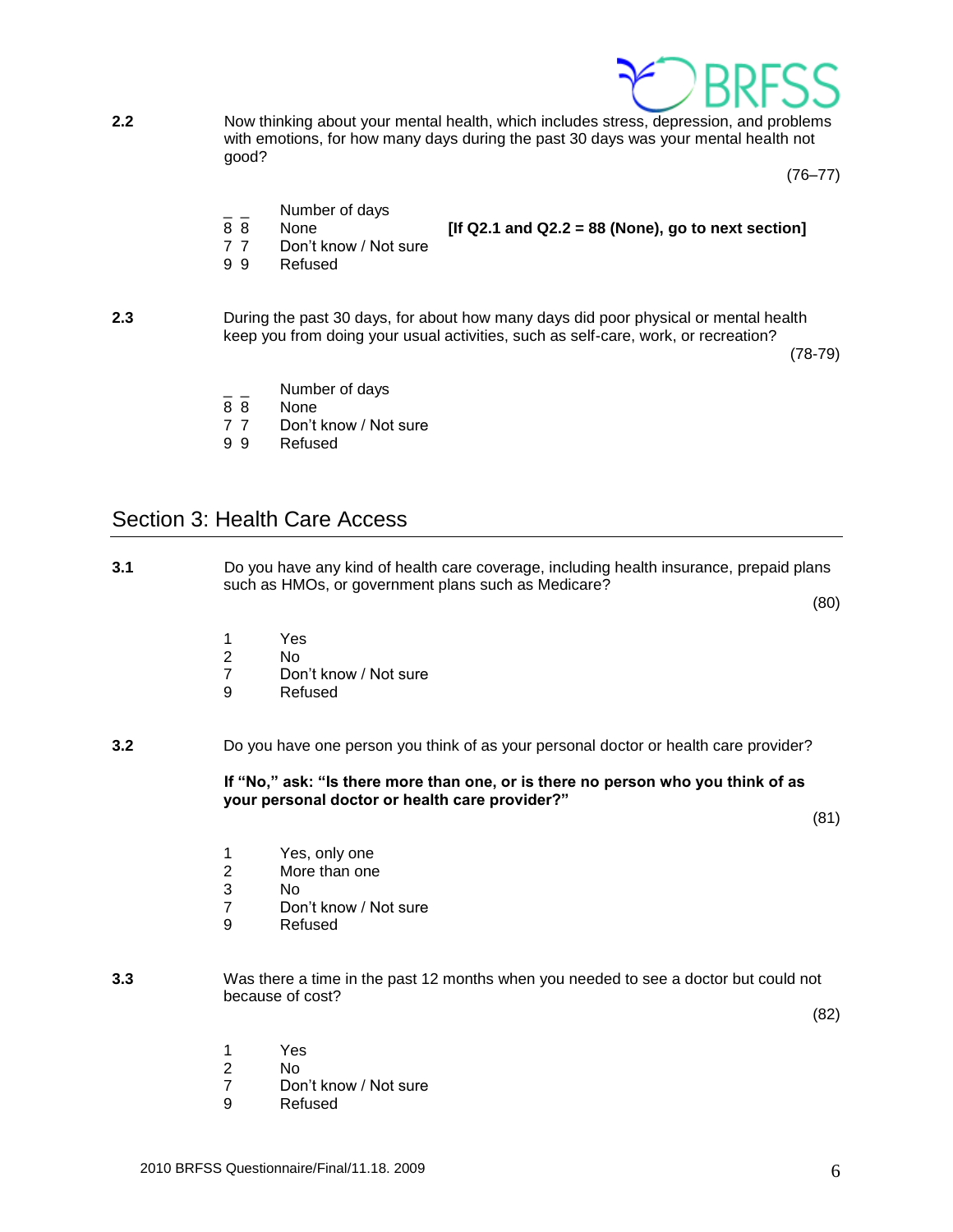**2.2** Now thinking about your mental health, which includes stress, depression, and problems with emotions, for how many days during the past 30 days was your mental health not good?

(76–77)

_ _ Number of days
8 8 None **[If Q2.1 and Q2.2 = 88 (None), go to next section]**
7 7 Don't know / Not sure
9 9 Refused

**2.3** During the past 30 days, for about how many days did poor physical or mental health keep you from doing your usual activities, such as self-care, work, or recreation?

(78-79)

_ _ Number of days
8 8 None
7 7 Don't know / Not sure
9 9 Refused

## Section 3: Health Care Access

**3.1** Do you have any kind of health care coverage, including health insurance, prepaid plans such as HMOs, or government plans such as Medicare?

(80)

1 Yes
2 No
7 Don't know / Not sure
9 Refused

**3.2** Do you have one person you think of as your personal doctor or health care provider?

**If "No," ask: "Is there more than one, or is there no person who you think of as your personal doctor or health care provider?"**

(81)

1 Yes, only one
2 More than one
3 No
7 Don't know / Not sure
9 Refused

**3.3** Was there a time in the past 12 months when you needed to see a doctor but could not because of cost?

(82)

1 Yes
2 No
7 Don't know / Not sure
9 Refused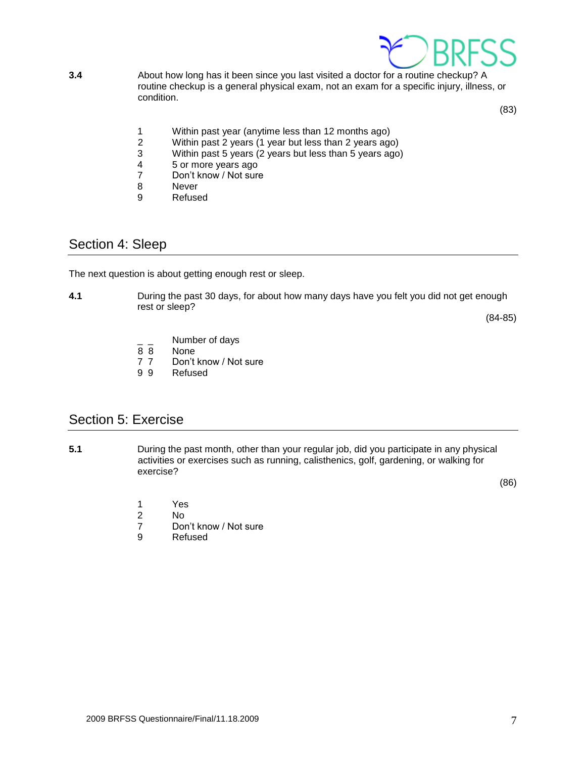**3.4** About how long has it been since you last visited a doctor for a routine checkup? A routine checkup is a general physical exam, not an exam for a specific injury, illness, or condition.

(83)

1 Within past year (anytime less than 12 months ago)
2 Within past 2 years (1 year but less than 2 years ago)
3 Within past 5 years (2 years but less than 5 years ago)
4 5 or more years ago
7 Don't know / Not sure
8 Never
9 Refused

## Section 4: Sleep

The next question is about getting enough rest or sleep.

**4.1** During the past 30 days, for about how many days have you felt you did not get enough rest or sleep?

(84-85)

_ _ Number of days
8 8 None
7 7 Don't know / Not sure
9 9 Refused

## Section 5: Exercise

**5.1** During the past month, other than your regular job, did you participate in any physical activities or exercises such as running, calisthenics, golf, gardening, or walking for exercise?

(86)

1 Yes
2 No
7 Don't know / Not sure
9 Refused

2009 BRFSS Questionnaire/Final/11.18.2009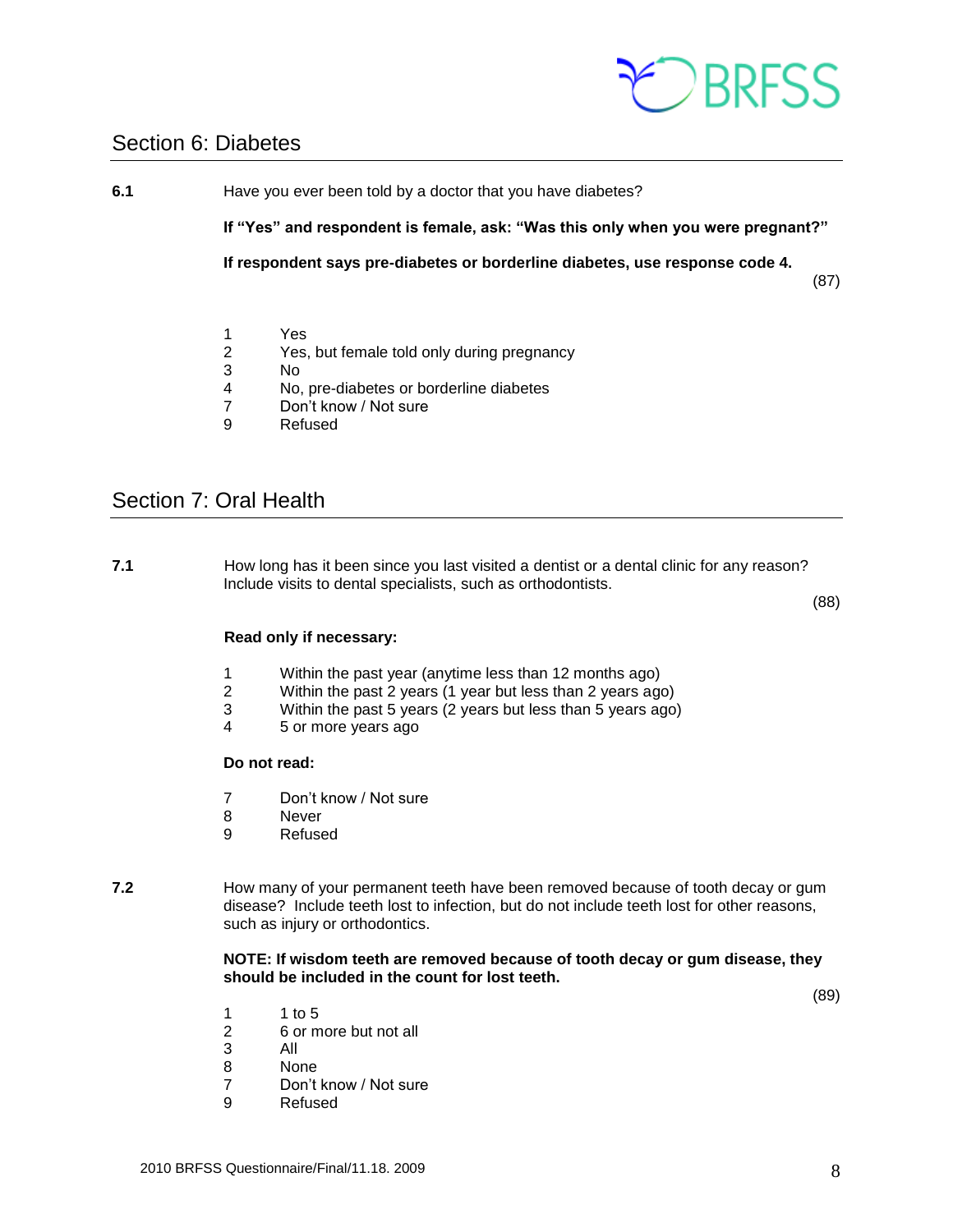## Section 6: Diabetes

**6.1** Have you ever been told by a doctor that you have diabetes?

**If "Yes" and respondent is female, ask: "Was this only when you were pregnant?"**

**If respondent says pre-diabetes or borderline diabetes, use response code 4.**

(87)

1 Yes
2 Yes, but female told only during pregnancy
3 No
4 No, pre-diabetes or borderline diabetes
7 Don't know / Not sure
9 Refused

## Section 7: Oral Health

**7.1** How long has it been since you last visited a dentist or a dental clinic for any reason? Include visits to dental specialists, such as orthodontists.

(88)

**Read only if necessary:**

1 Within the past year (anytime less than 12 months ago)
2 Within the past 2 years (1 year but less than 2 years ago)
3 Within the past 5 years (2 years but less than 5 years ago)
4 5 or more years ago

**Do not read:**

7 Don't know / Not sure
8 Never
9 Refused

**7.2** How many of your permanent teeth have been removed because of tooth decay or gum disease? Include teeth lost to infection, but do not include teeth lost for other reasons, such as injury or orthodontics.

**NOTE: If wisdom teeth are removed because of tooth decay or gum disease, they should be included in the count for lost teeth.**

(89)

1 1 to 5
2 6 or more but not all
3 All
8 None
7 Don't know / Not sure
9 Refused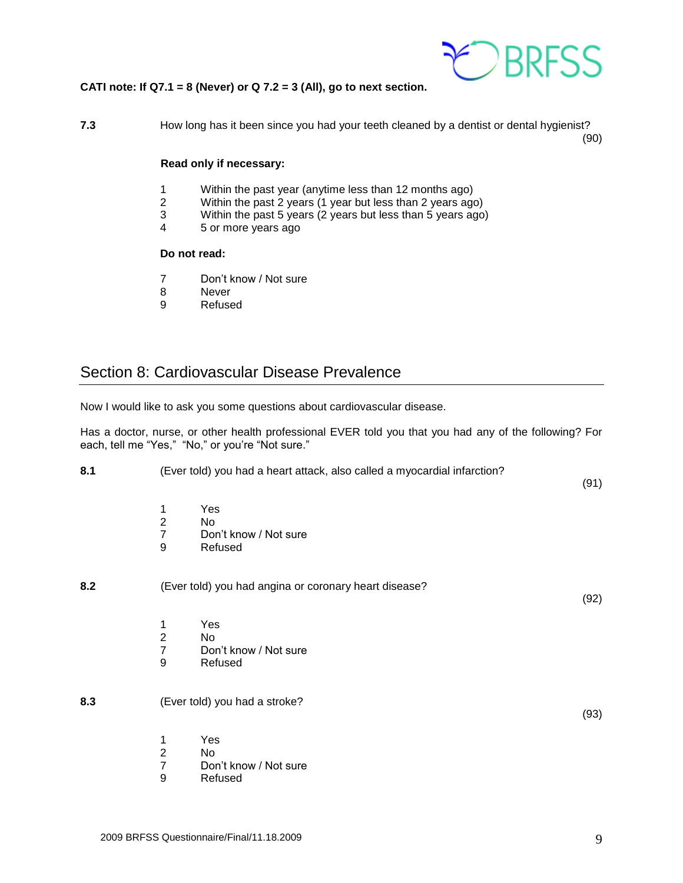**CATI note: If Q7.1 = 8 (Never) or Q 7.2 = 3 (All), go to next section.**

**7.3** How long has it been since you had your teeth cleaned by a dentist or dental hygienist? (90)

**Read only if necessary:**

1 Within the past year (anytime less than 12 months ago)
2 Within the past 2 years (1 year but less than 2 years ago)
3 Within the past 5 years (2 years but less than 5 years ago)
4 5 or more years ago

**Do not read:**

7 Don't know / Not sure
8 Never
9 Refused

## Section 8: Cardiovascular Disease Prevalence

Now I would like to ask you some questions about cardiovascular disease.

Has a doctor, nurse, or other health professional EVER told you that you had any of the following? For each, tell me "Yes," "No," or you're "Not sure."

**8.1** (Ever told) you had a heart attack, also called a myocardial infarction? (91)

1 Yes
2 No
7 Don't know / Not sure
9 Refused

**8.2** (Ever told) you had angina or coronary heart disease? (92)

1 Yes
2 No
7 Don't know / Not sure
9 Refused

**8.3** (Ever told) you had a stroke? (93)

1 Yes
2 No
7 Don't know / Not sure
9 Refused

2009 BRFSS Questionnaire/Final/11.18.2009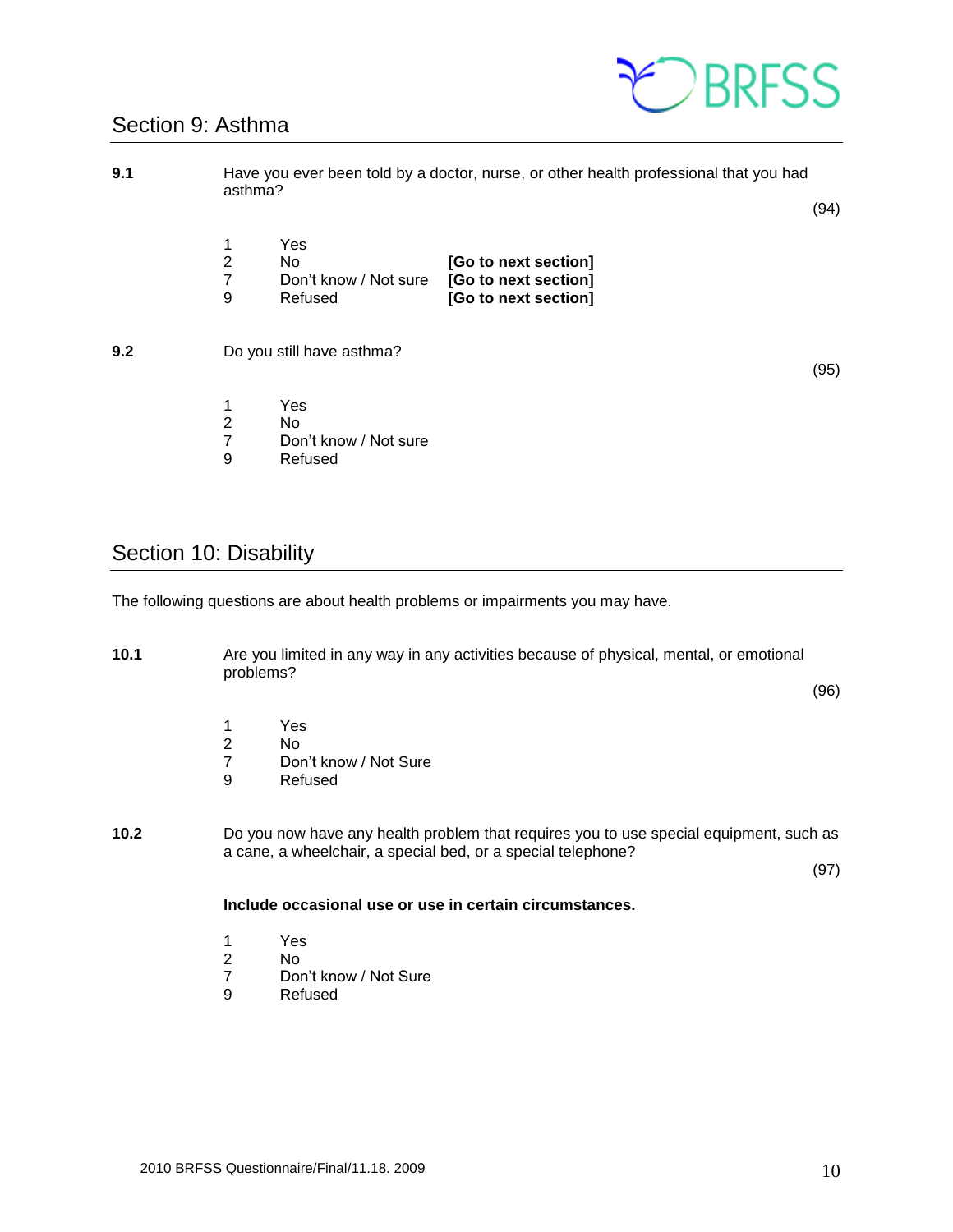## Section 9: Asthma

**9.1** Have you ever been told by a doctor, nurse, or other health professional that you had asthma?

(94)

1 Yes
2 No **[Go to next section]**
7 Don't know / Not sure **[Go to next section]**
9 Refused **[Go to next section]**

**9.2** Do you still have asthma?

(95)

1 Yes
2 No
7 Don't know / Not sure
9 Refused

## Section 10: Disability

The following questions are about health problems or impairments you may have.

**10.1** Are you limited in any way in any activities because of physical, mental, or emotional problems?

(96)

1 Yes
2 No
7 Don't know / Not Sure
9 Refused

**10.2** Do you now have any health problem that requires you to use special equipment, such as a cane, a wheelchair, a special bed, or a special telephone?

(97)

**Include occasional use or use in certain circumstances.**

1 Yes
2 No
7 Don't know / Not Sure
9 Refused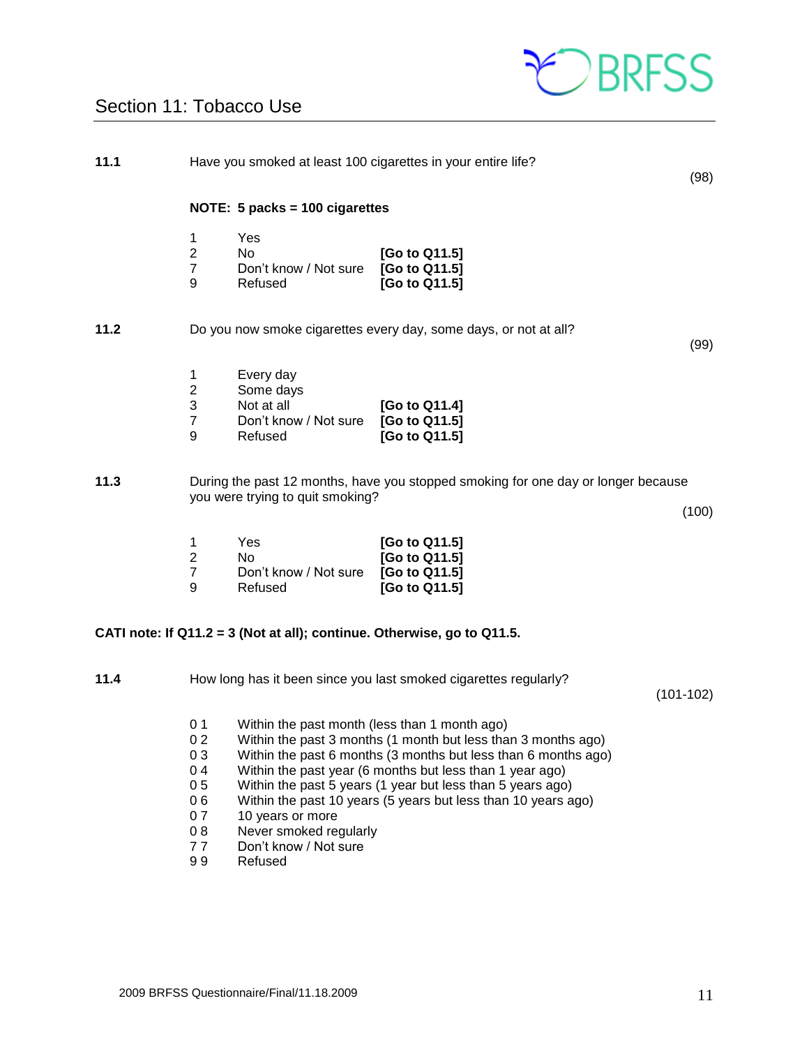## Section 11: Tobacco Use

**11.1** Have you smoked at least 100 cigarettes in your entire life? (98)

**NOTE: 5 packs = 100 cigarettes**

| | | |
|---|---|---|
| 1 | Yes | |
| 2 | No | **[Go to Q11.5]** |
| 7 | Don't know / Not sure | **[Go to Q11.5]** |
| 9 | Refused | **[Go to Q11.5]** |

**11.2** Do you now smoke cigarettes every day, some days, or not at all? (99)

| | | |
|---|---|---|
| 1 | Every day | |
| 2 | Some days | |
| 3 | Not at all | **[Go to Q11.4]** |
| 7 | Don't know / Not sure | **[Go to Q11.5]** |
| 9 | Refused | **[Go to Q11.5]** |

**11.3** During the past 12 months, have you stopped smoking for one day or longer because you were trying to quit smoking? (100)

| | | |
|---|---|---|
| 1 | Yes | **[Go to Q11.5]** |
| 2 | No | **[Go to Q11.5]** |
| 7 | Don't know / Not sure | **[Go to Q11.5]** |
| 9 | Refused | **[Go to Q11.5]** |

**CATI note: If Q11.2 = 3 (Not at all); continue. Otherwise, go to Q11.5.**

**11.4** How long has it been since you last smoked cigarettes regularly? (101-102)

| | |
|---|---|
| 0 1 | Within the past month (less than 1 month ago) |
| 0 2 | Within the past 3 months (1 month but less than 3 months ago) |
| 0 3 | Within the past 6 months (3 months but less than 6 months ago) |
| 0 4 | Within the past year (6 months but less than 1 year ago) |
| 0 5 | Within the past 5 years (1 year but less than 5 years ago) |
| 0 6 | Within the past 10 years (5 years but less than 10 years ago) |
| 0 7 | 10 years or more |
| 0 8 | Never smoked regularly |
| 7 7 | Don't know / Not sure |
| 9 9 | Refused |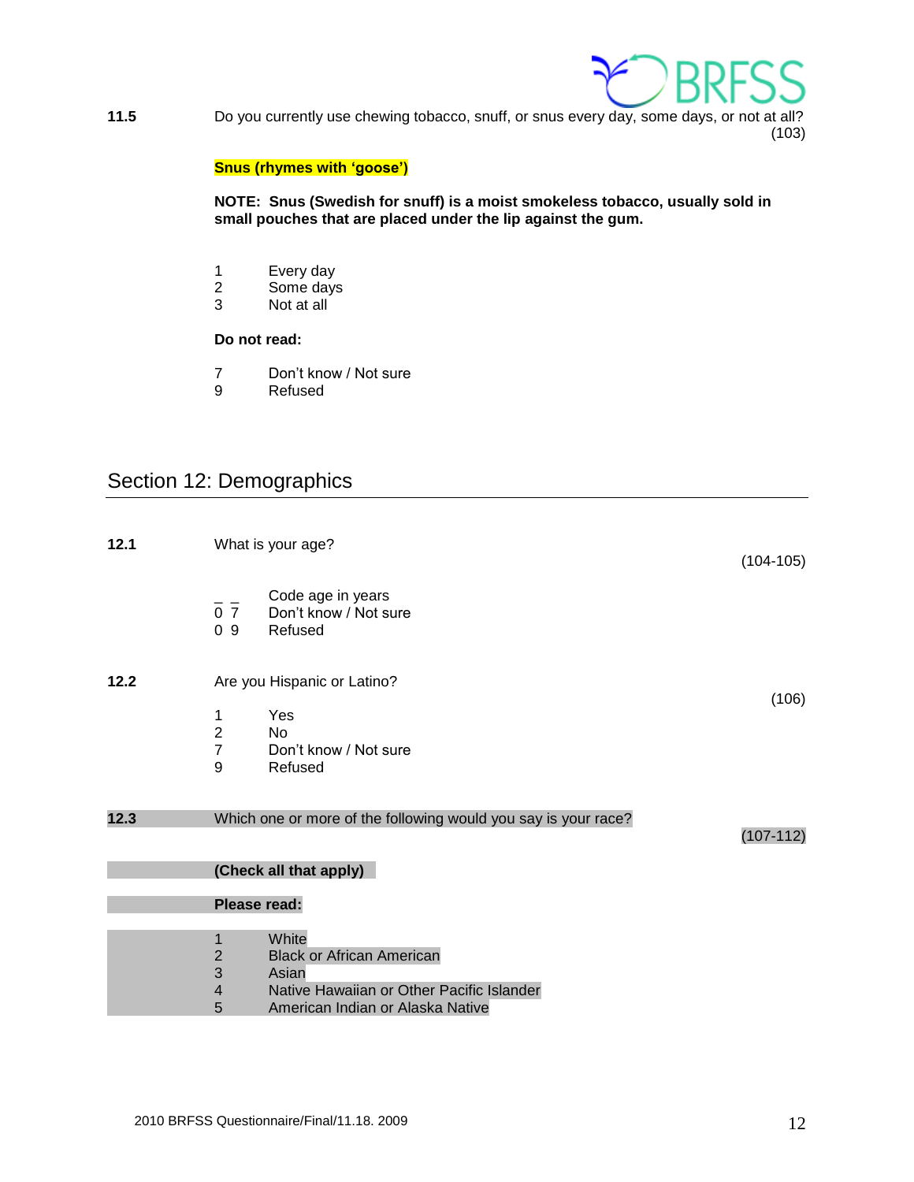**11.5** Do you currently use chewing tobacco, snuff, or snus every day, some days, or not at all? (103)

**Snus (rhymes with 'goose')**

**NOTE: Snus (Swedish for snuff) is a moist smokeless tobacco, usually sold in small pouches that are placed under the lip against the gum.**

1 Every day
2 Some days
3 Not at all

**Do not read:**

7 Don't know / Not sure
9 Refused

## Section 12: Demographics

**12.1** What is your age? (104-105)

_ _ Code age in years
0 7 Don't know / Not sure
0 9 Refused

**12.2** Are you Hispanic or Latino? (106)

1 Yes
2 No
7 Don't know / Not sure
9 Refused

**12.3** Which one or more of the following would you say is your race? (107-112)

**(Check all that apply)**

**Please read:**

1 White
2 Black or African American
3 Asian
4 Native Hawaiian or Other Pacific Islander
5 American Indian or Alaska Native

2010 BRFSS Questionnaire/Final/11.18. 2009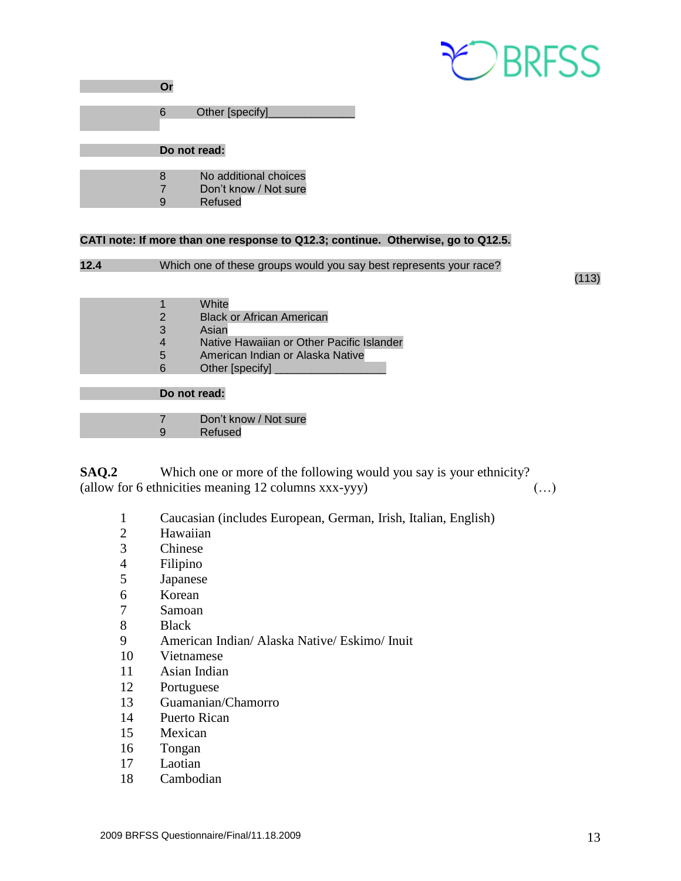**Or**

6 Other [specify]______________

**Do not read:**

8 No additional choices
7 Don't know / Not sure
9 Refused

**CATI note: If more than one response to Q12.3; continue. Otherwise, go to Q12.5.**

**12.4** Which one of these groups would you say best represents your race? (113)

1 White
2 Black or African American
3 Asian
4 Native Hawaiian or Other Pacific Islander
5 American Indian or Alaska Native
6 Other [specify] __________________

**Do not read:**

7 Don't know / Not sure
9 Refused

**SAQ.2** Which one or more of the following would you say is your ethnicity?
(allow for 6 ethnicities meaning 12 columns xxx-yyy) (…)

1 Caucasian (includes European, German, Irish, Italian, English)
2 Hawaiian
3 Chinese
4 Filipino
5 Japanese
6 Korean
7 Samoan
8 Black
9 American Indian/ Alaska Native/ Eskimo/ Inuit
10 Vietnamese
11 Asian Indian
12 Portuguese
13 Guamanian/Chamorro
14 Puerto Rican
15 Mexican
16 Tongan
17 Laotian
18 Cambodian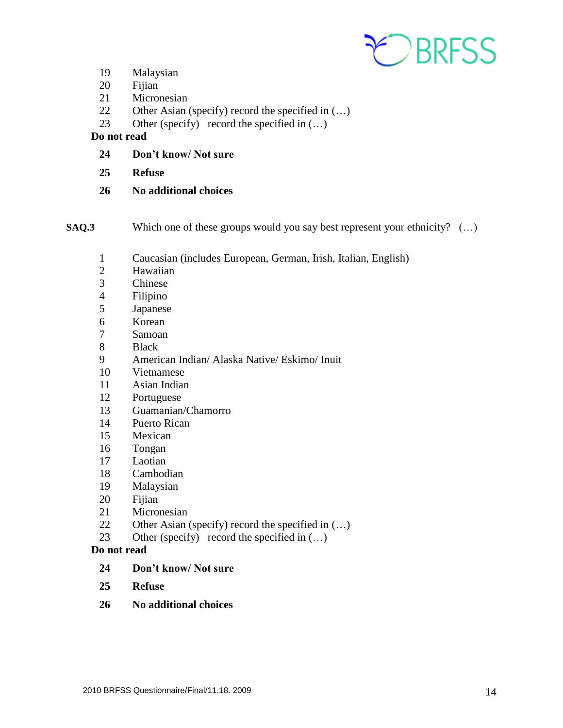19 Malaysian
20 Fijian
21 Micronesian
22 Other Asian (specify) record the specified in (…)
23 Other (specify) record the specified in (…)

**Do not read**

**24 Don't know/ Not sure**

**25 Refuse**

**26 No additional choices**

**SAQ.3** Which one of these groups would you say best represent your ethnicity? (…)

1 Caucasian (includes European, German, Irish, Italian, English)
2 Hawaiian
3 Chinese
4 Filipino
5 Japanese
6 Korean
7 Samoan
8 Black
9 American Indian/ Alaska Native/ Eskimo/ Inuit
10 Vietnamese
11 Asian Indian
12 Portuguese
13 Guamanian/Chamorro
14 Puerto Rican
15 Mexican
16 Tongan
17 Laotian
18 Cambodian
19 Malaysian
20 Fijian
21 Micronesian
22 Other Asian (specify) record the specified in (…)
23 Other (specify) record the specified in (…)

**Do not read**

**24 Don't know/ Not sure**

**25 Refuse**

**26 No additional choices**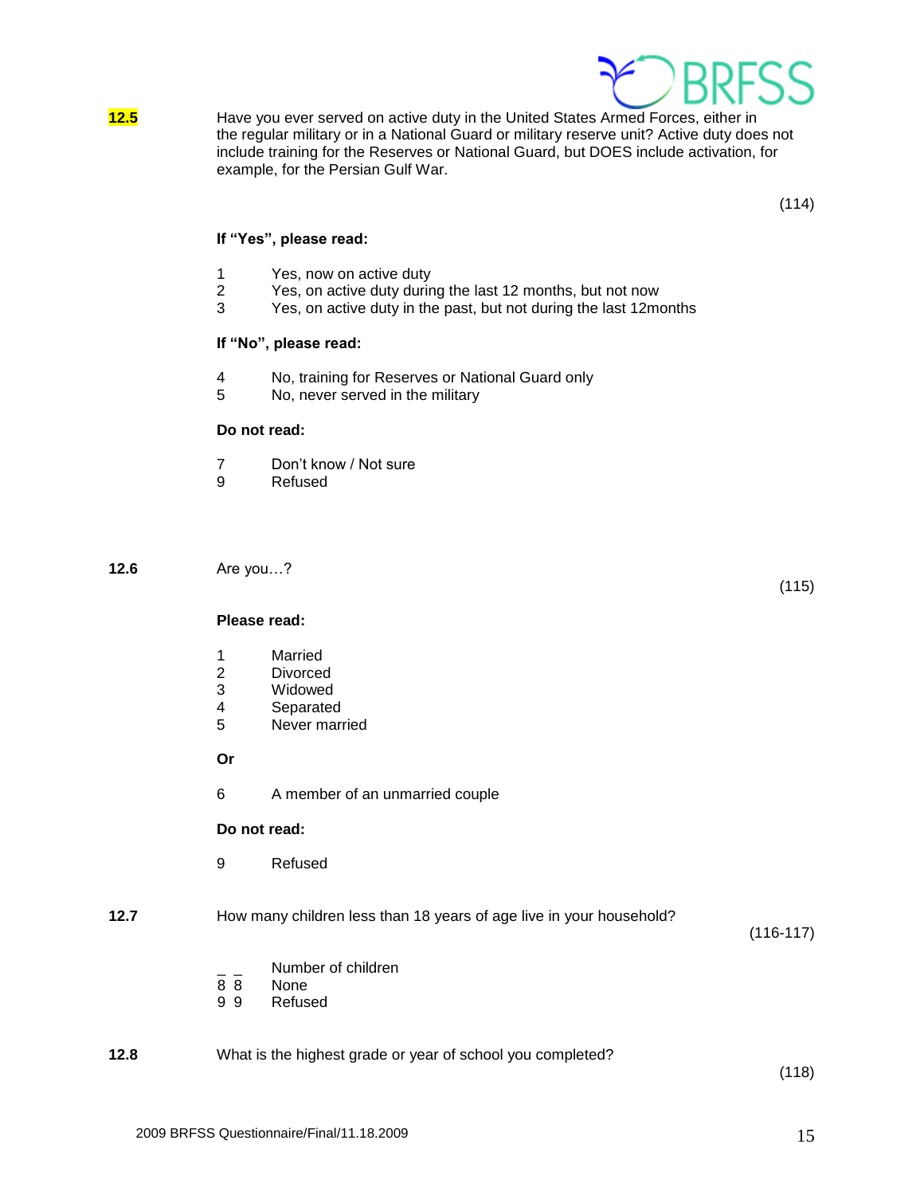**12.5** Have you ever served on active duty in the United States Armed Forces, either in the regular military or in a National Guard or military reserve unit? Active duty does not include training for the Reserves or National Guard, but DOES include activation, for example, for the Persian Gulf War.

(114)

**If "Yes", please read:**

1 Yes, now on active duty
2 Yes, on active duty during the last 12 months, but not now
3 Yes, on active duty in the past, but not during the last 12months

**If "No", please read:**

4 No, training for Reserves or National Guard only
5 No, never served in the military

**Do not read:**

7 Don't know / Not sure
9 Refused

**12.6** Are you…?

(115)

**Please read:**

1 Married
2 Divorced
3 Widowed
4 Separated
5 Never married

**Or**

6 A member of an unmarried couple

**Do not read:**

9 Refused

**12.7** How many children less than 18 years of age live in your household?

(116-117)

_ _ Number of children
8 8 None
9 9 Refused

**12.8** What is the highest grade or year of school you completed?

(118)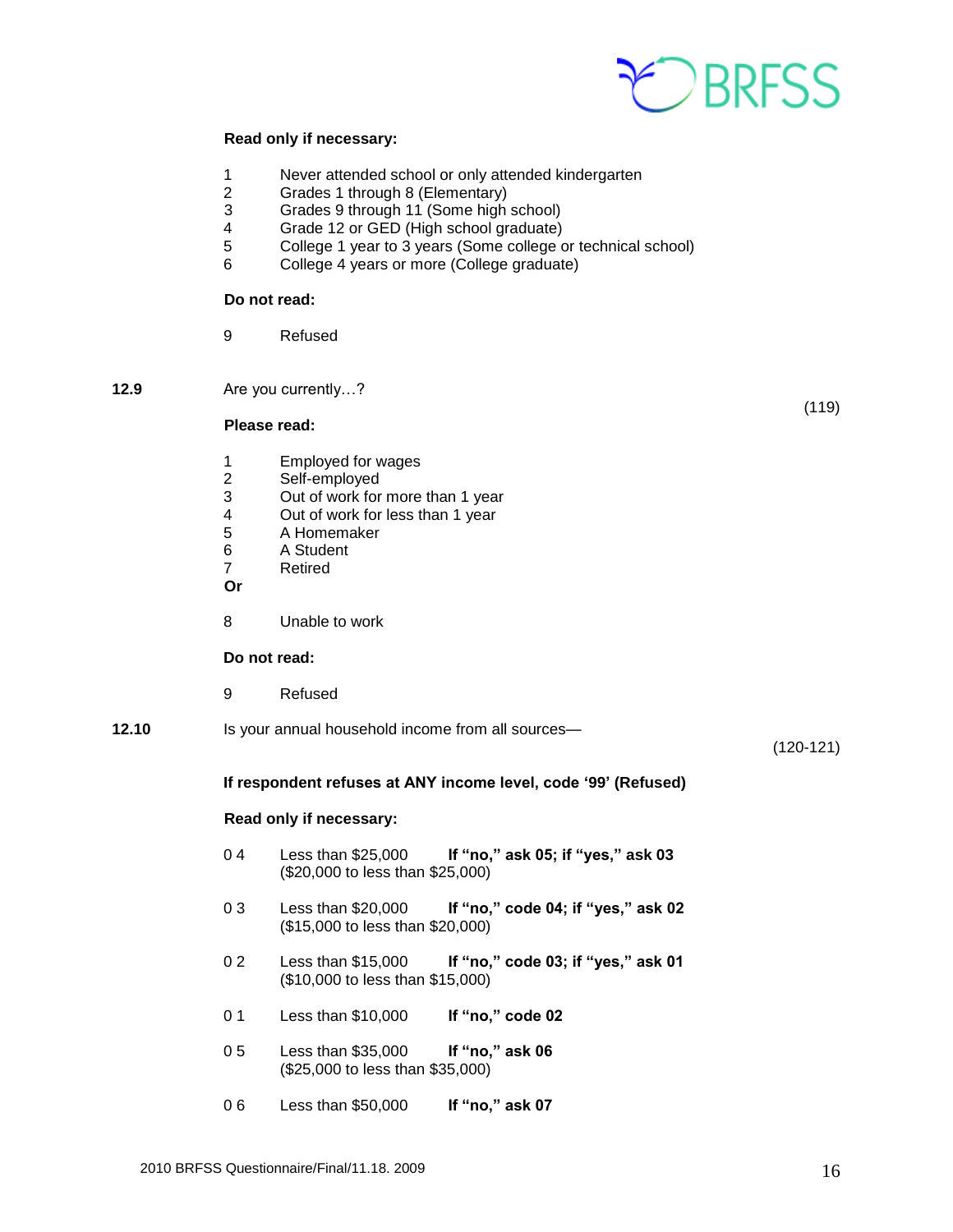**Read only if necessary:**

1 Never attended school or only attended kindergarten
2 Grades 1 through 8 (Elementary)
3 Grades 9 through 11 (Some high school)
4 Grade 12 or GED (High school graduate)
5 College 1 year to 3 years (Some college or technical school)
6 College 4 years or more (College graduate)

**Do not read:**

9 Refused

**12.9** Are you currently…? (119)

**Please read:**

1 Employed for wages
2 Self-employed
3 Out of work for more than 1 year
4 Out of work for less than 1 year
5 A Homemaker
6 A Student
7 Retired

**Or**

8 Unable to work

**Do not read:**

9 Refused

**12.10** Is your annual household income from all sources— (120-121)

**If respondent refuses at ANY income level, code '99' (Refused)**

**Read only if necessary:**

0 4 Less than $25,000 **If "no," ask 05; if "yes," ask 03**
($20,000 to less than $25,000)

0 3 Less than $20,000 **If "no," code 04; if "yes," ask 02**
($15,000 to less than $20,000)

0 2 Less than $15,000 **If "no," code 03; if "yes," ask 01**
($10,000 to less than $15,000)

0 1 Less than $10,000 **If "no," code 02**

0 5 Less than $35,000 **If "no," ask 06**
($25,000 to less than $35,000)

0 6 Less than $50,000 **If "no," ask 07**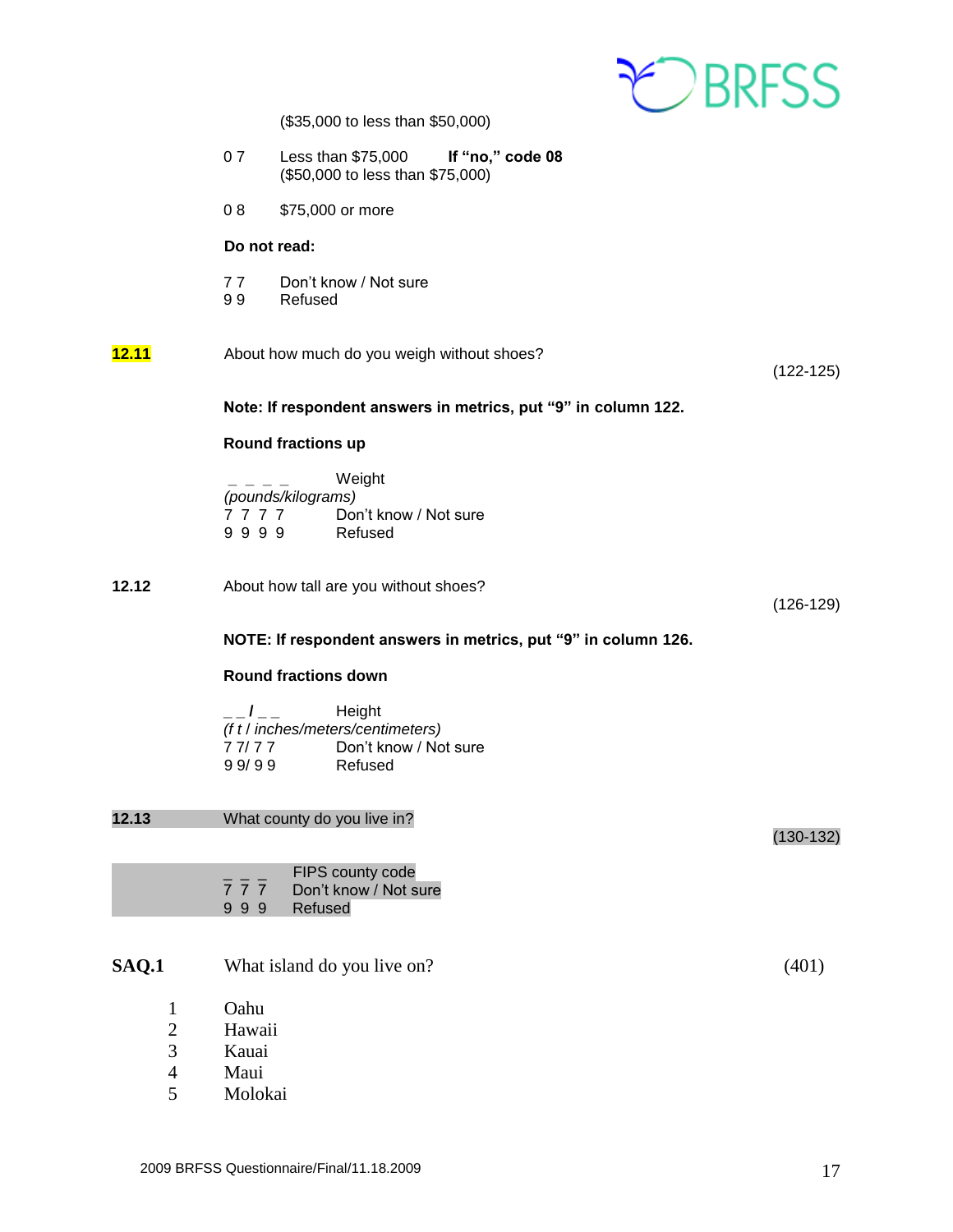($35,000 to less than $50,000)

0 7 Less than $75,000 **If "no," code 08**
($50,000 to less than $75,000)

0 8 $75,000 or more

**Do not read:**

7 7 Don't know / Not sure
9 9 Refused

**12.11** About how much do you weigh without shoes? (122-125)

**Note: If respondent answers in metrics, put "9" in column 122.**

**Round fractions up**

_ _ _ _ Weight
*(pounds/kilograms)*
7 7 7 7 Don't know / Not sure
9 9 9 9 Refused

**12.12** About how tall are you without shoes? (126-129)

**NOTE: If respondent answers in metrics, put "9" in column 126.**

**Round fractions down**

_ _ **/** _ _ Height
*(f t / inches/meters/centimeters)*
7 7/ 7 7 Don't know / Not sure
9 9/ 9 9 Refused

**12.13** What county do you live in? (130-132)

_ _ _ FIPS county code
7 7 7 Don't know / Not sure
9 9 9 Refused

**SAQ.1** What island do you live on? (401)

1 Oahu
2 Hawaii
3 Kauai
4 Maui
5 Molokai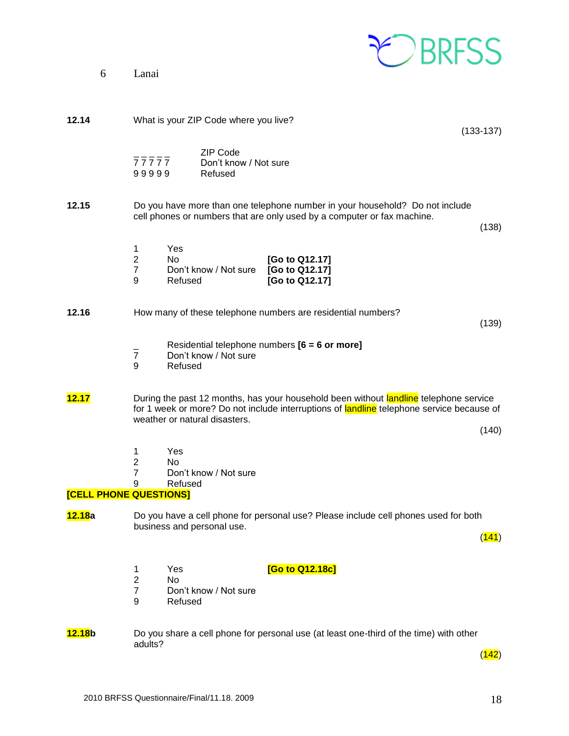6 Lanai

**12.14** What is your ZIP Code where you live? (133-137)

_ _ _ _ _ ZIP Code
7 7 7 7 7 Don't know / Not sure
9 9 9 9 9 Refused

**12.15** Do you have more than one telephone number in your household? Do not include cell phones or numbers that are only used by a computer or fax machine. (138)

1 Yes
2 No **[Go to Q12.17]**
7 Don't know / Not sure **[Go to Q12.17]**
9 Refused **[Go to Q12.17]**

**12.16** How many of these telephone numbers are residential numbers? (139)

_ Residential telephone numbers **[6 = 6 or more]**
7 Don't know / Not sure
9 Refused

**12.17** During the past 12 months, has your household been without landline telephone service for 1 week or more? Do not include interruptions of landline telephone service because of weather or natural disasters. (140)

1 Yes
2 No
7 Don't know / Not sure
9 Refused

**[CELL PHONE QUESTIONS]**

**12.18a** Do you have a cell phone for personal use? Please include cell phones used for both business and personal use. (141)

1 Yes **[Go to Q12.18c]**
2 No
7 Don't know / Not sure
9 Refused

**12.18b** Do you share a cell phone for personal use (at least one-third of the time) with other adults? (142)

2010 BRFSS Questionnaire/Final/11.18. 2009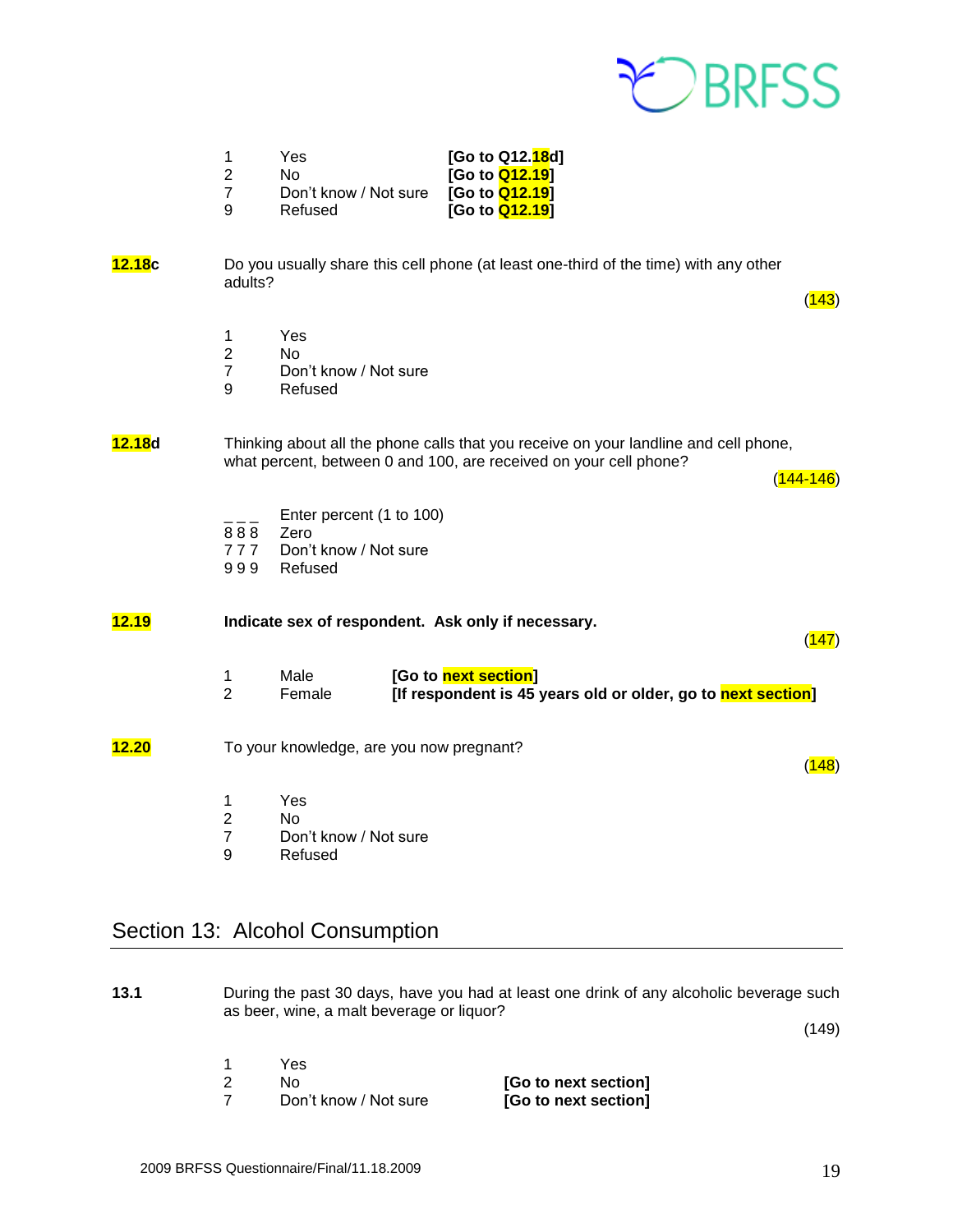| | | |
|---|---|---|
| 1 | Yes | **[Go to Q12.18d]** |
| 2 | No | **[Go to Q12.19]** |
| 7 | Don't know / Not sure | **[Go to Q12.19]** |
| 9 | Refused | **[Go to Q12.19]** |

**12.18c** Do you usually share this cell phone (at least one-third of the time) with any other adults?

(143)

| | |
|---|---|
| 1 | Yes |
| 2 | No |
| 7 | Don't know / Not sure |
| 9 | Refused |

**12.18d** Thinking about all the phone calls that you receive on your landline and cell phone, what percent, between 0 and 100, are received on your cell phone?

(144-146)

| | |
|---|---|
| _ _ _ | Enter percent (1 to 100) |
| 8 8 8 | Zero |
| 7 7 7 | Don't know / Not sure |
| 9 9 9 | Refused |

**12.19** **Indicate sex of respondent. Ask only if necessary.**

(147)

| | | |
|---|---|---|
| 1 | Male | **[Go to next section]** |
| 2 | Female | **[If respondent is 45 years old or older, go to next section]** |

**12.20** To your knowledge, are you now pregnant?

(148)

| | |
|---|---|
| 1 | Yes |
| 2 | No |
| 7 | Don't know / Not sure |
| 9 | Refused |

## Section 13: Alcohol Consumption

**13.1** During the past 30 days, have you had at least one drink of any alcoholic beverage such as beer, wine, a malt beverage or liquor?

(149)

| | | |
|---|---|---|
| 1 | Yes | |
| 2 | No | **[Go to next section]** |
| 7 | Don't know / Not sure | **[Go to next section]** |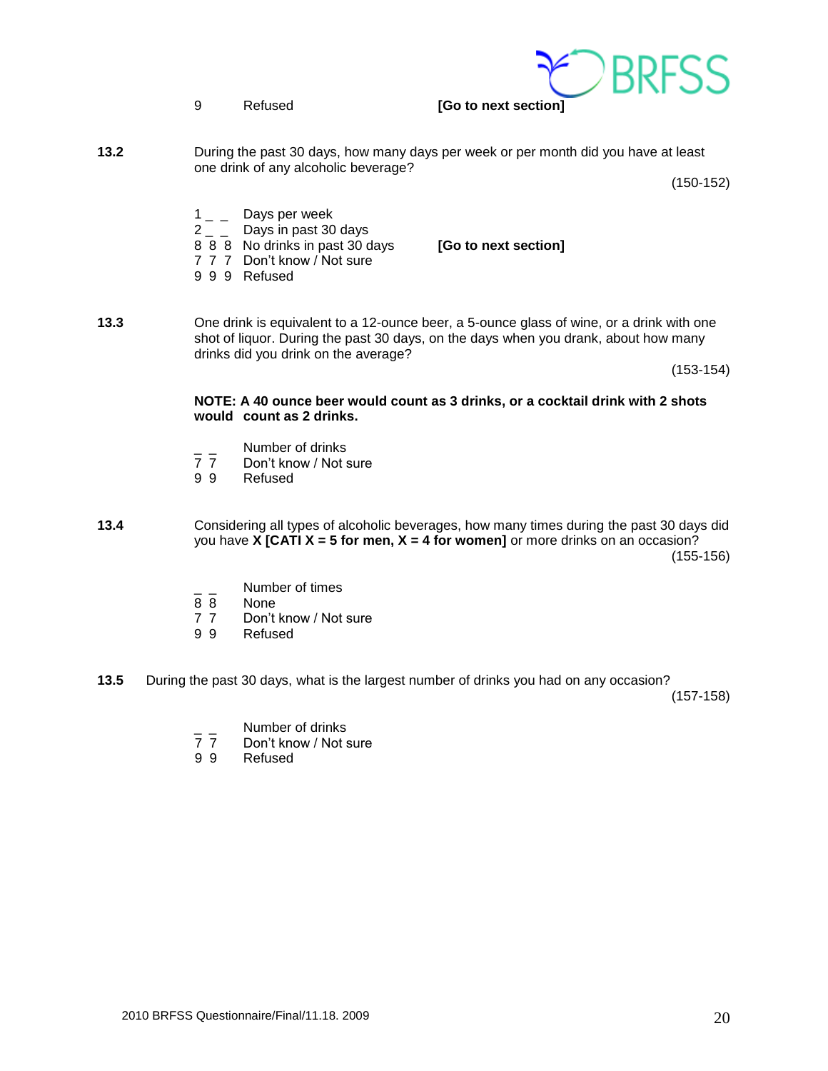9 Refused **[Go to next section]**

**13.2** During the past 30 days, how many days per week or per month did you have at least one drink of any alcoholic beverage?

(150-152)

1 _ _ Days per week
2 _ _ Days in past 30 days
8 8 8 No drinks in past 30 days **[Go to next section]**
7 7 7 Don't know / Not sure
9 9 9 Refused

**13.3** One drink is equivalent to a 12-ounce beer, a 5-ounce glass of wine, or a drink with one shot of liquor. During the past 30 days, on the days when you drank, about how many drinks did you drink on the average?

(153-154)

**NOTE: A 40 ounce beer would count as 3 drinks, or a cocktail drink with 2 shots would count as 2 drinks.**

_ _ Number of drinks
7 7 Don't know / Not sure
9 9 Refused

**13.4** Considering all types of alcoholic beverages, how many times during the past 30 days did you have **X [CATI X = 5 for men, X = 4 for women]** or more drinks on an occasion?

(155-156)

_ _ Number of times
8 8 None
7 7 Don't know / Not sure
9 9 Refused

**13.5** During the past 30 days, what is the largest number of drinks you had on any occasion?

(157-158)

_ _ Number of drinks
7 7 Don't know / Not sure
9 9 Refused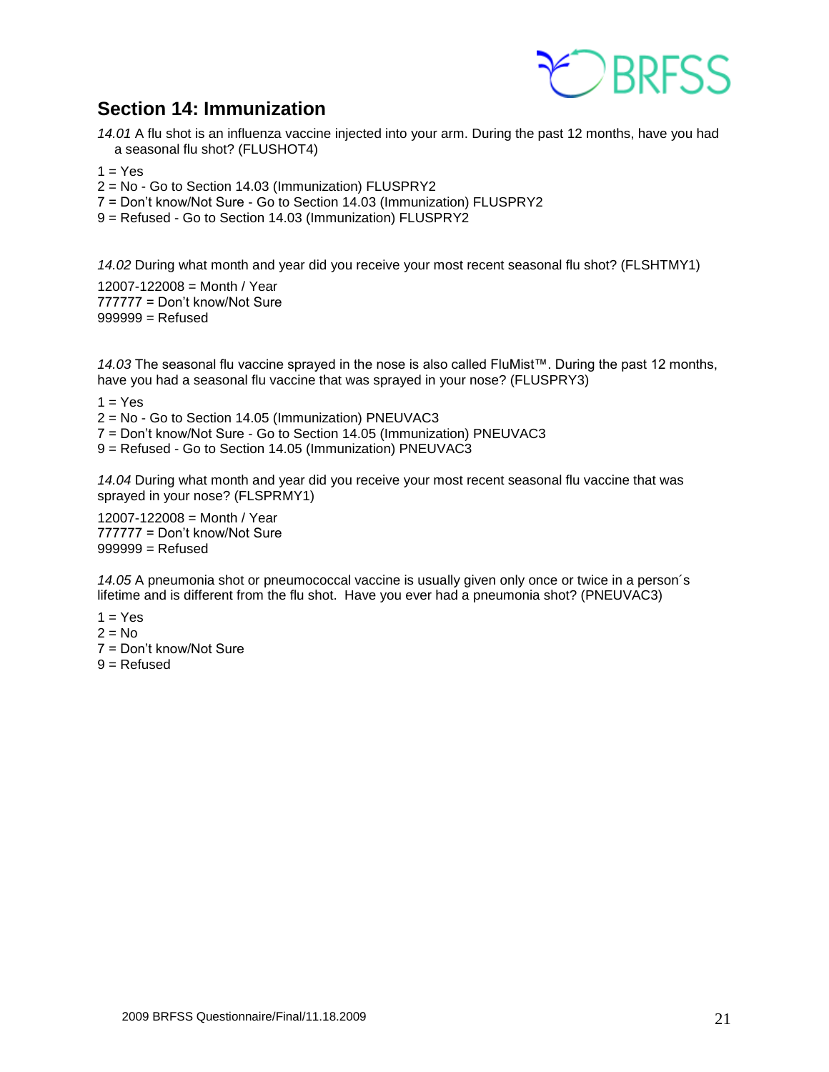## Section 14: Immunization

*14.01* A flu shot is an influenza vaccine injected into your arm. During the past 12 months, have you had a seasonal flu shot? (FLUSHOT4)

1 = Yes
2 = No - Go to Section 14.03 (Immunization) FLUSPRY2
7 = Don't know/Not Sure - Go to Section 14.03 (Immunization) FLUSPRY2
9 = Refused - Go to Section 14.03 (Immunization) FLUSPRY2

*14.02* During what month and year did you receive your most recent seasonal flu shot? (FLSHTMY1)

12007-122008 = Month / Year
777777 = Don't know/Not Sure
999999 = Refused

*14.03* The seasonal flu vaccine sprayed in the nose is also called FluMist™. During the past 12 months, have you had a seasonal flu vaccine that was sprayed in your nose? (FLUSPRY3)

1 = Yes
2 = No - Go to Section 14.05 (Immunization) PNEUVAC3
7 = Don't know/Not Sure - Go to Section 14.05 (Immunization) PNEUVAC3
9 = Refused - Go to Section 14.05 (Immunization) PNEUVAC3

*14.04* During what month and year did you receive your most recent seasonal flu vaccine that was sprayed in your nose? (FLSPRMY1)

12007-122008 = Month / Year
777777 = Don't know/Not Sure
999999 = Refused

*14.05* A pneumonia shot or pneumococcal vaccine is usually given only once or twice in a person´s lifetime and is different from the flu shot. Have you ever had a pneumonia shot? (PNEUVAC3)

1 = Yes
2 = No
7 = Don't know/Not Sure
9 = Refused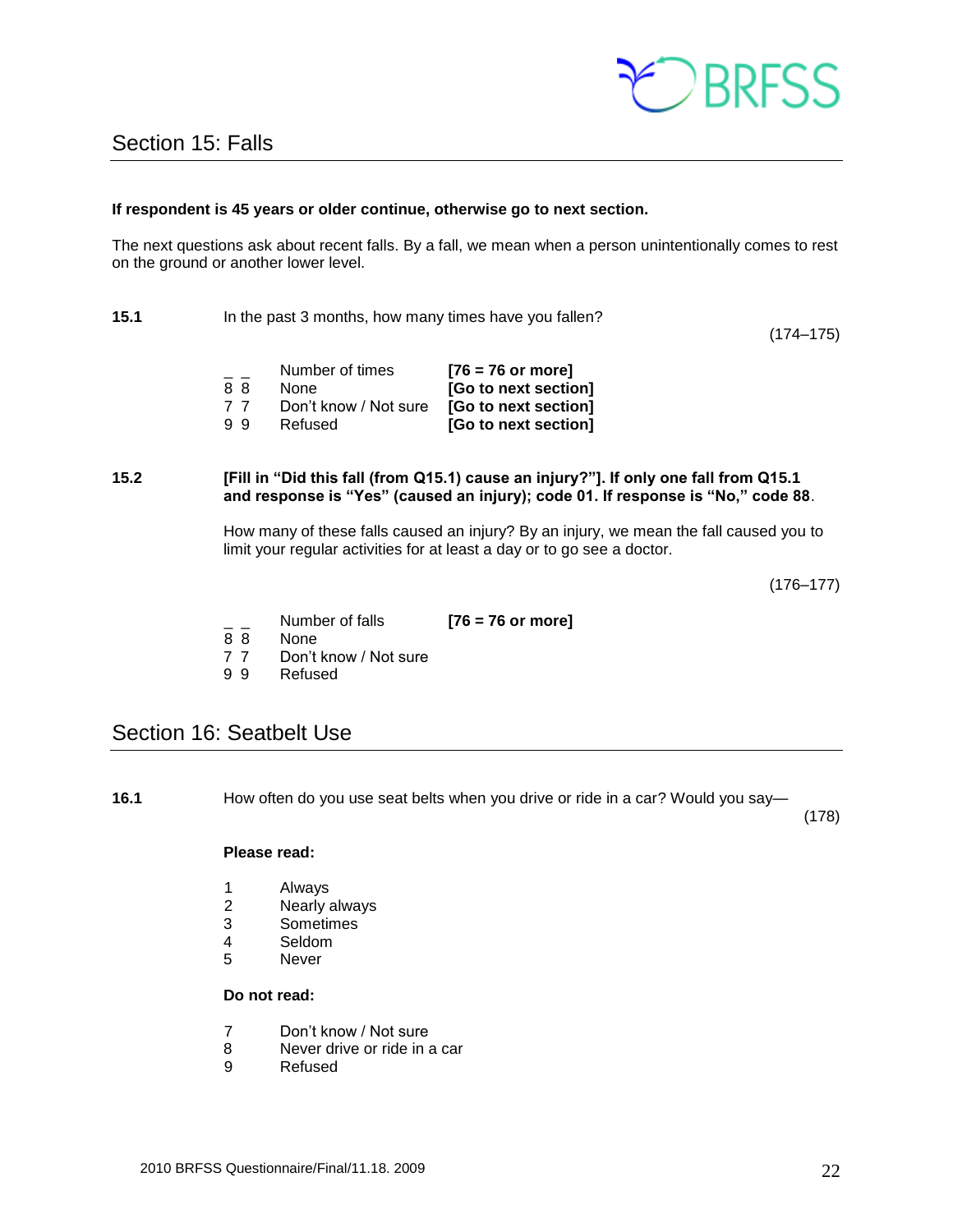## Section 15: Falls

**If respondent is 45 years or older continue, otherwise go to next section.**

The next questions ask about recent falls. By a fall, we mean when a person unintentionally comes to rest on the ground or another lower level.

**15.1** In the past 3 months, how many times have you fallen?

(174–175)

| | | |
|---|---|---|
| _ _ | Number of times | **[76 = 76 or more]** |
| 8 8 | None | **[Go to next section]** |
| 7 7 | Don't know / Not sure | **[Go to next section]** |
| 9 9 | Refused | **[Go to next section]** |

**15.2** **[Fill in "Did this fall (from Q15.1) cause an injury?"]. If only one fall from Q15.1 and response is "Yes" (caused an injury); code 01. If response is "No," code 88**.

How many of these falls caused an injury? By an injury, we mean the fall caused you to limit your regular activities for at least a day or to go see a doctor.

(176–177)

| | | |
|---|---|---|
| _ _ | Number of falls | **[76 = 76 or more]** |
| 8 8 | None | |
| 7 7 | Don't know / Not sure | |
| 9 9 | Refused | |

## Section 16: Seatbelt Use

**16.1** How often do you use seat belts when you drive or ride in a car? Would you say—

(178)

**Please read:**

1 Always
2 Nearly always
3 Sometimes
4 Seldom
5 Never

**Do not read:**

7 Don't know / Not sure
8 Never drive or ride in a car
9 Refused

2010 BRFSS Questionnaire/Final/11.18. 2009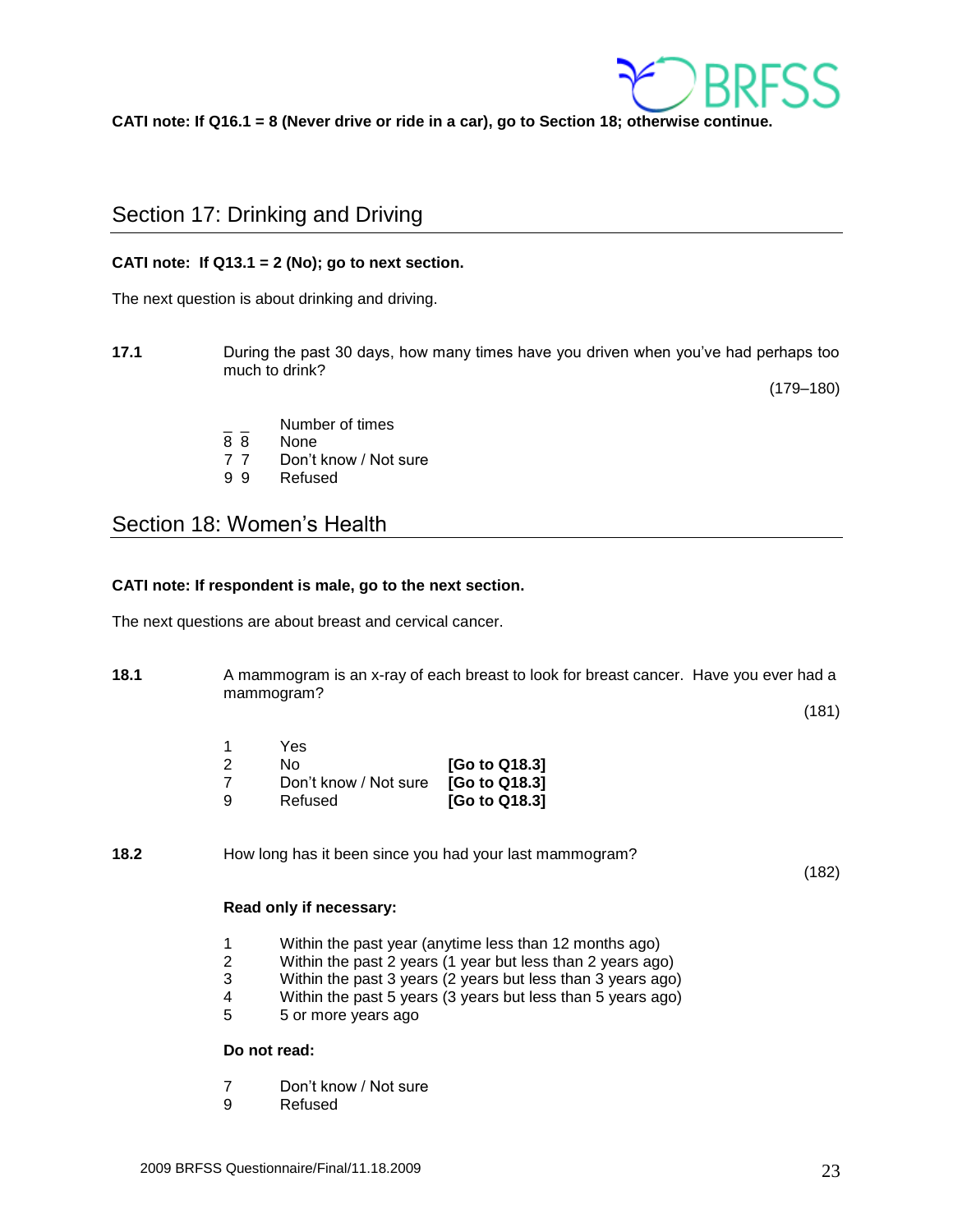**CATI note: If Q16.1 = 8 (Never drive or ride in a car), go to Section 18; otherwise continue.**

## Section 17: Drinking and Driving

**CATI note: If Q13.1 = 2 (No); go to next section.**

The next question is about drinking and driving.

**17.1** During the past 30 days, how many times have you driven when you've had perhaps too much to drink?

(179–180)

| | |
|---|---|
| _ _ | Number of times |
| 8 8 | None |
| 7 7 | Don't know / Not sure |
| 9 9 | Refused |

## Section 18: Women's Health

**CATI note: If respondent is male, go to the next section.**

The next questions are about breast and cervical cancer.

**18.1** A mammogram is an x-ray of each breast to look for breast cancer. Have you ever had a mammogram?

(181)

| | | |
|---|---|---|
| 1 | Yes | |
| 2 | No | **[Go to Q18.3]** |
| 7 | Don't know / Not sure | **[Go to Q18.3]** |
| 9 | Refused | **[Go to Q18.3]** |

**18.2** How long has it been since you had your last mammogram?

(182)

**Read only if necessary:**

| | |
|---|---|
| 1 | Within the past year (anytime less than 12 months ago) |
| 2 | Within the past 2 years (1 year but less than 2 years ago) |
| 3 | Within the past 3 years (2 years but less than 3 years ago) |
| 4 | Within the past 5 years (3 years but less than 5 years ago) |
| 5 | 5 or more years ago |

**Do not read:**

| | |
|---|---|
| 7 | Don't know / Not sure |
| 9 | Refused |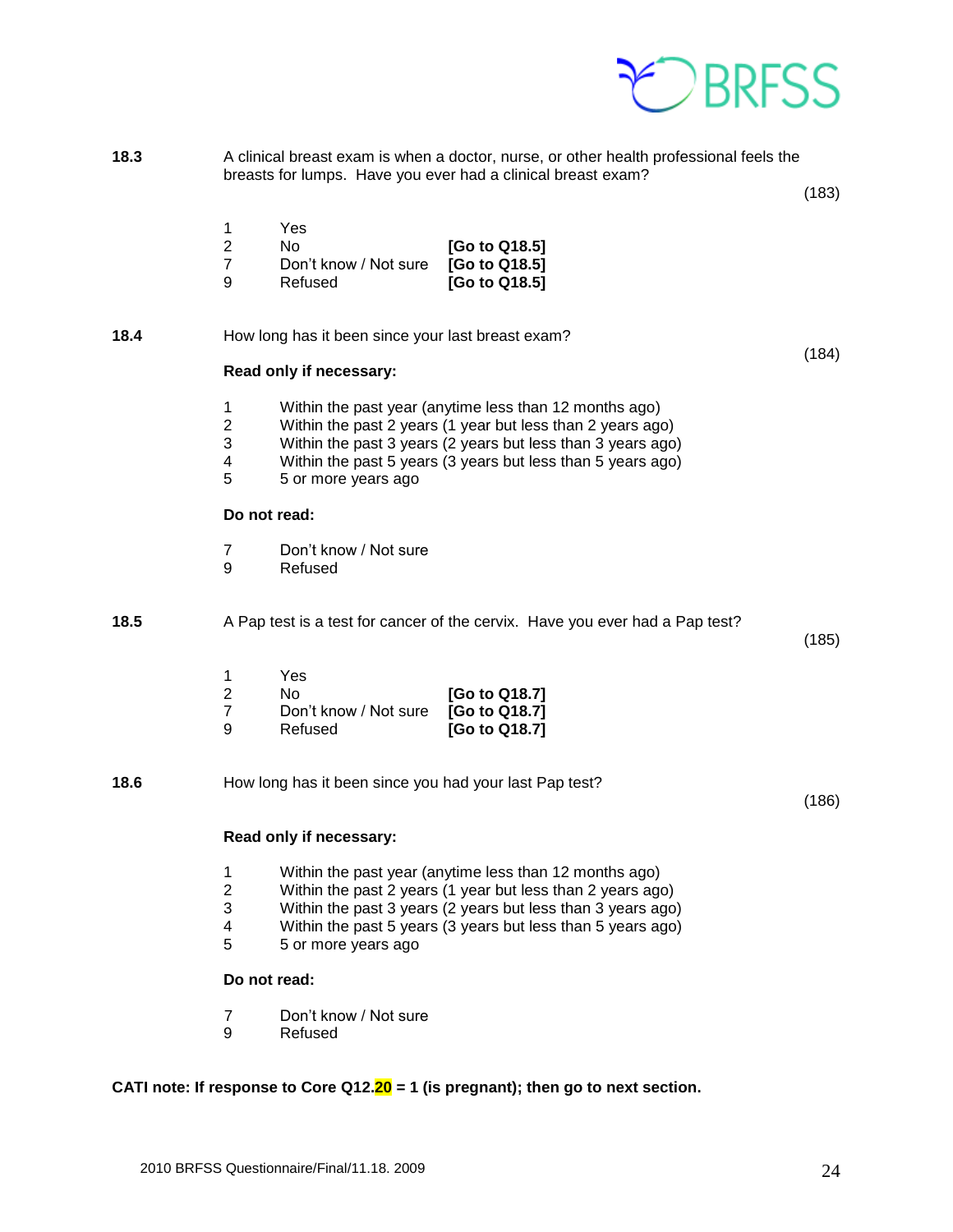**18.3** A clinical breast exam is when a doctor, nurse, or other health professional feels the breasts for lumps. Have you ever had a clinical breast exam?

(183)

1 Yes
2 No **[Go to Q18.5]**
7 Don't know / Not sure **[Go to Q18.5]**
9 Refused **[Go to Q18.5]**

**18.4** How long has it been since your last breast exam?

(184)

**Read only if necessary:**

1 Within the past year (anytime less than 12 months ago)
2 Within the past 2 years (1 year but less than 2 years ago)
3 Within the past 3 years (2 years but less than 3 years ago)
4 Within the past 5 years (3 years but less than 5 years ago)
5 5 or more years ago

**Do not read:**

7 Don't know / Not sure
9 Refused

**18.5** A Pap test is a test for cancer of the cervix. Have you ever had a Pap test?

(185)

1 Yes
2 No **[Go to Q18.7]**
7 Don't know / Not sure **[Go to Q18.7]**
9 Refused **[Go to Q18.7]**

**18.6** How long has it been since you had your last Pap test?

(186)

**Read only if necessary:**

1 Within the past year (anytime less than 12 months ago)
2 Within the past 2 years (1 year but less than 2 years ago)
3 Within the past 3 years (2 years but less than 3 years ago)
4 Within the past 5 years (3 years but less than 5 years ago)
5 5 or more years ago

**Do not read:**

7 Don't know / Not sure
9 Refused

**CATI note: If response to Core Q12.20 = 1 (is pregnant); then go to next section.**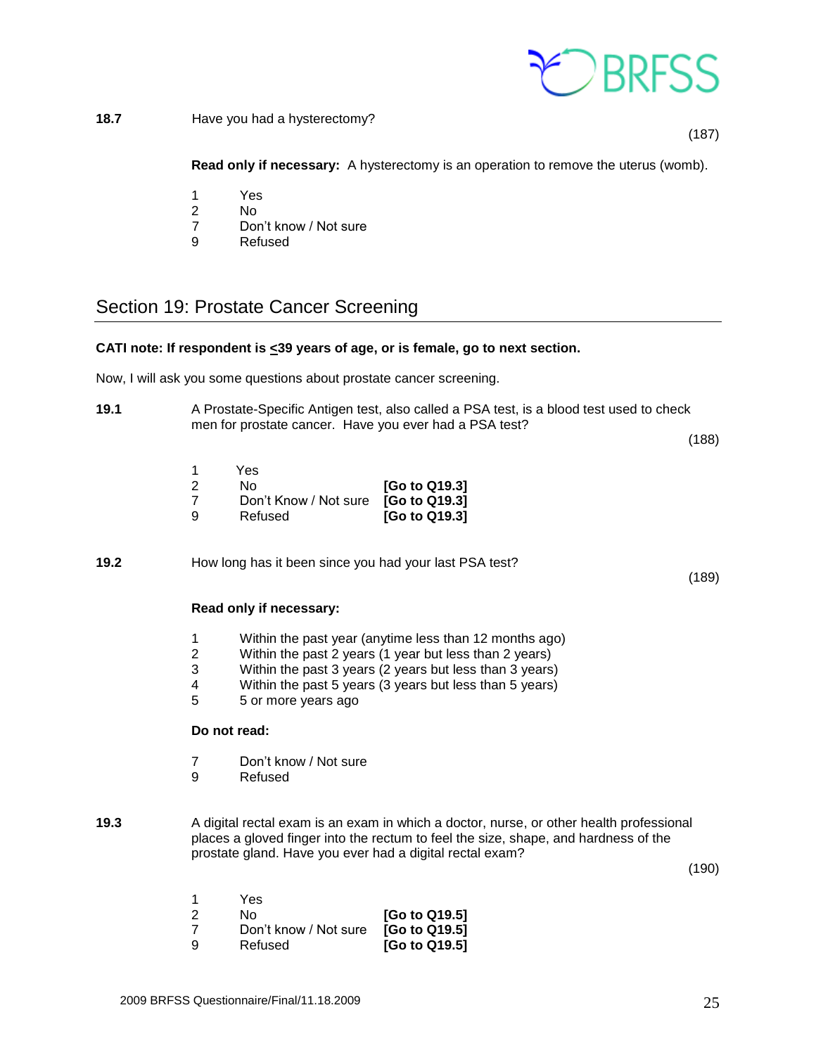**18.7** Have you had a hysterectomy?

(187)

**Read only if necessary:** A hysterectomy is an operation to remove the uterus (womb).

1 Yes
2 No
7 Don't know / Not sure
9 Refused

## Section 19: Prostate Cancer Screening

**CATI note: If respondent is ≤39 years of age, or is female, go to next section.**

Now, I will ask you some questions about prostate cancer screening.

**19.1** A Prostate-Specific Antigen test, also called a PSA test, is a blood test used to check men for prostate cancer. Have you ever had a PSA test?

(188)

1 Yes
2 No **[Go to Q19.3]**
7 Don't Know / Not sure **[Go to Q19.3]**
9 Refused **[Go to Q19.3]**

**19.2** How long has it been since you had your last PSA test?

(189)

**Read only if necessary:**

1 Within the past year (anytime less than 12 months ago)
2 Within the past 2 years (1 year but less than 2 years)
3 Within the past 3 years (2 years but less than 3 years)
4 Within the past 5 years (3 years but less than 5 years)
5 5 or more years ago

**Do not read:**

7 Don't know / Not sure
9 Refused

**19.3** A digital rectal exam is an exam in which a doctor, nurse, or other health professional places a gloved finger into the rectum to feel the size, shape, and hardness of the prostate gland. Have you ever had a digital rectal exam?

(190)

1 Yes
2 No **[Go to Q19.5]**
7 Don't know / Not sure **[Go to Q19.5]**
9 Refused **[Go to Q19.5]**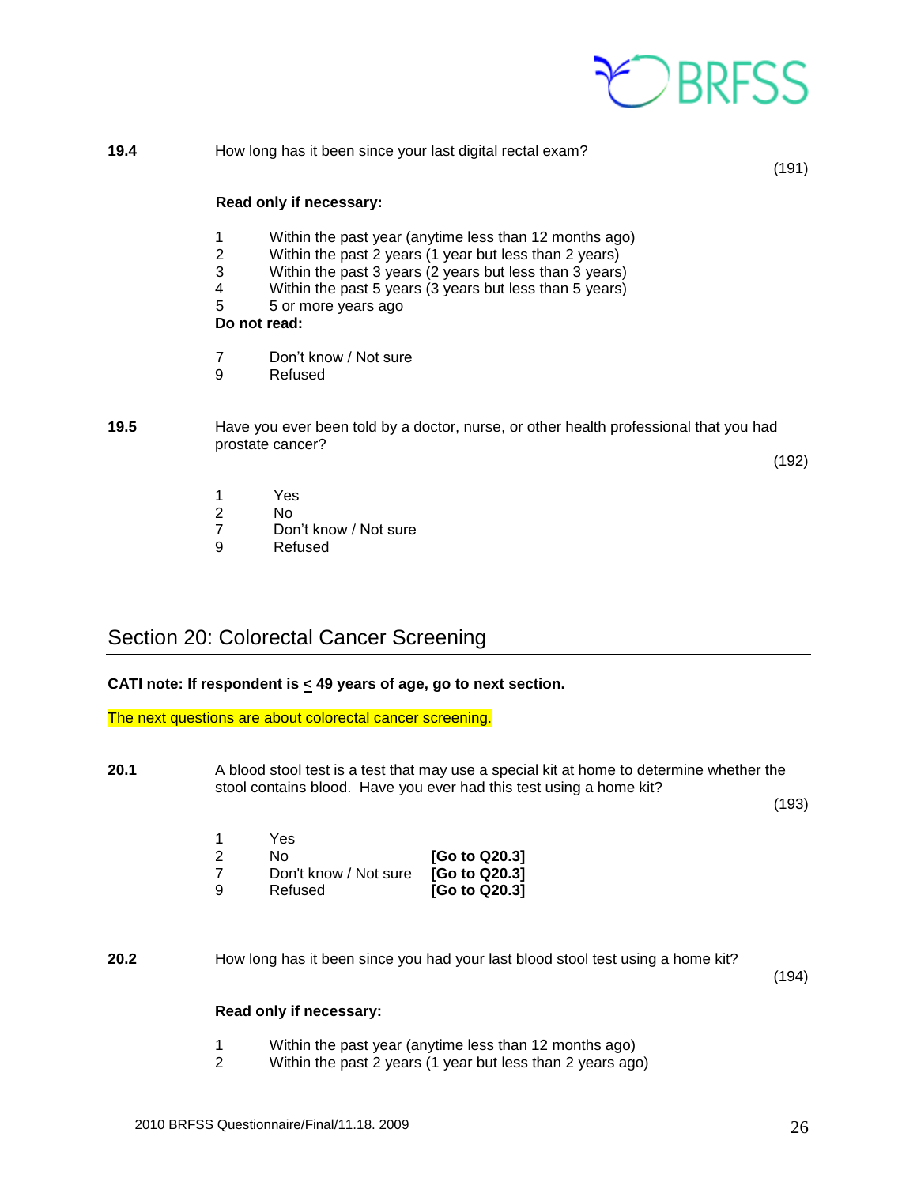**19.4** How long has it been since your last digital rectal exam? (191)

**Read only if necessary:**

1 Within the past year (anytime less than 12 months ago)
2 Within the past 2 years (1 year but less than 2 years)
3 Within the past 3 years (2 years but less than 3 years)
4 Within the past 5 years (3 years but less than 5 years)
5 5 or more years ago

**Do not read:**

7 Don't know / Not sure
9 Refused

**19.5** Have you ever been told by a doctor, nurse, or other health professional that you had prostate cancer? (192)

1 Yes
2 No
7 Don't know / Not sure
9 Refused

## Section 20: Colorectal Cancer Screening

**CATI note: If respondent is ≤ 49 years of age, go to next section.**

The next questions are about colorectal cancer screening.

**20.1** A blood stool test is a test that may use a special kit at home to determine whether the stool contains blood. Have you ever had this test using a home kit? (193)

1 Yes
2 No **[Go to Q20.3]**
7 Don't know / Not sure **[Go to Q20.3]**
9 Refused **[Go to Q20.3]**

**20.2** How long has it been since you had your last blood stool test using a home kit? (194)

**Read only if necessary:**

1 Within the past year (anytime less than 12 months ago)
2 Within the past 2 years (1 year but less than 2 years ago)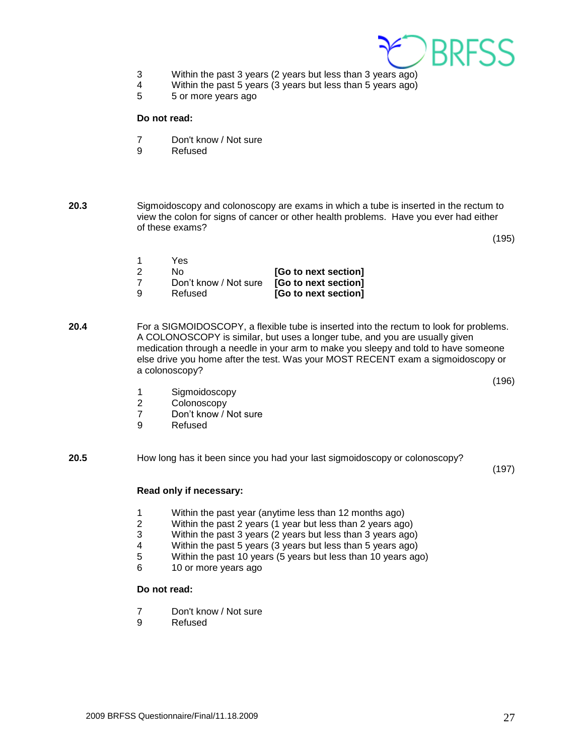3 Within the past 3 years (2 years but less than 3 years ago)
4 Within the past 5 years (3 years but less than 5 years ago)
5 5 or more years ago

**Do not read:**

7 Don't know / Not sure
9 Refused

**20.3** Sigmoidoscopy and colonoscopy are exams in which a tube is inserted in the rectum to view the colon for signs of cancer or other health problems. Have you ever had either of these exams?

(195)

1 Yes
2 No **[Go to next section]**
7 Don't know / Not sure **[Go to next section]**
9 Refused **[Go to next section]**

**20.4** For a SIGMOIDOSCOPY, a flexible tube is inserted into the rectum to look for problems. A COLONOSCOPY is similar, but uses a longer tube, and you are usually given medication through a needle in your arm to make you sleepy and told to have someone else drive you home after the test. Was your MOST RECENT exam a sigmoidoscopy or a colonoscopy?

(196)

1 Sigmoidoscopy
2 Colonoscopy
7 Don't know / Not sure
9 Refused

**20.5** How long has it been since you had your last sigmoidoscopy or colonoscopy?

(197)

**Read only if necessary:**

1 Within the past year (anytime less than 12 months ago)
2 Within the past 2 years (1 year but less than 2 years ago)
3 Within the past 3 years (2 years but less than 3 years ago)
4 Within the past 5 years (3 years but less than 5 years ago)
5 Within the past 10 years (5 years but less than 10 years ago)
6 10 or more years ago

**Do not read:**

7 Don't know / Not sure
9 Refused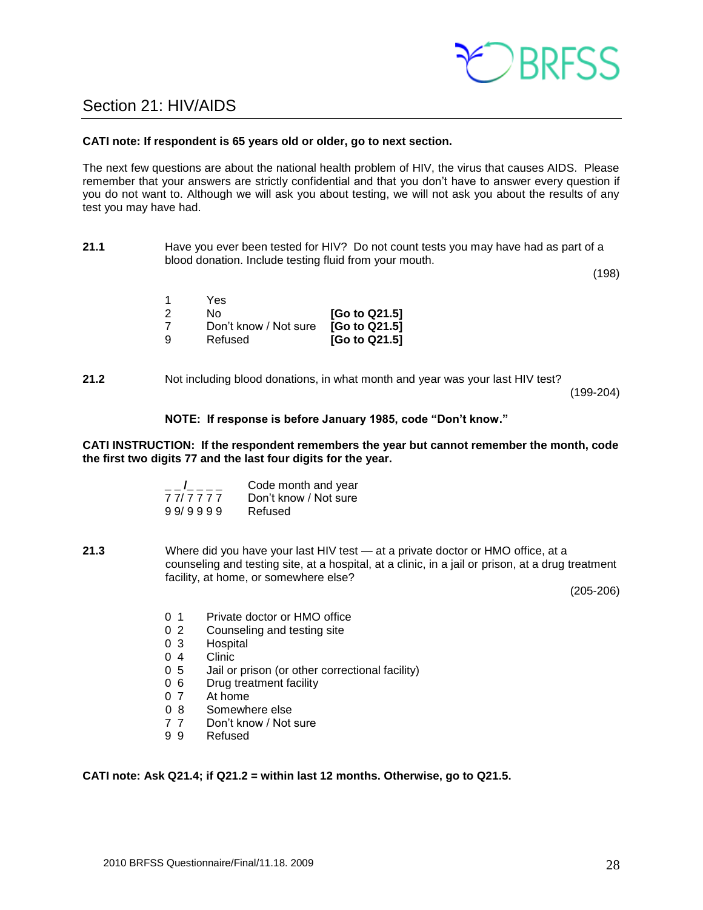## Section 21: HIV/AIDS

**CATI note: If respondent is 65 years old or older, go to next section.**

The next few questions are about the national health problem of HIV, the virus that causes AIDS. Please remember that your answers are strictly confidential and that you don't have to answer every question if you do not want to. Although we will ask you about testing, we will not ask you about the results of any test you may have had.

**21.1** Have you ever been tested for HIV? Do not count tests you may have had as part of a blood donation. Include testing fluid from your mouth.

(198)

| | | |
|---|---|---|
| 1 | Yes | |
| 2 | No | **[Go to Q21.5]** |
| 7 | Don't know / Not sure | **[Go to Q21.5]** |
| 9 | Refused | **[Go to Q21.5]** |

**21.2** Not including blood donations, in what month and year was your last HIV test?

(199-204)

**NOTE: If response is before January 1985, code "Don't know."**

**CATI INSTRUCTION: If the respondent remembers the year but cannot remember the month, code the first two digits 77 and the last four digits for the year.**

| | |
|---|---|
| _ _/_ _ _ _ | Code month and year |
| 7 7/ 7 7 7 7 | Don't know / Not sure |
| 9 9/ 9 9 9 9 | Refused |

**21.3** Where did you have your last HIV test — at a private doctor or HMO office, at a counseling and testing site, at a hospital, at a clinic, in a jail or prison, at a drug treatment facility, at home, or somewhere else?

(205-206)

| | |
|---|---|
| 0 1 | Private doctor or HMO office |
| 0 2 | Counseling and testing site |
| 0 3 | Hospital |
| 0 4 | Clinic |
| 0 5 | Jail or prison (or other correctional facility) |
| 0 6 | Drug treatment facility |
| 0 7 | At home |
| 0 8 | Somewhere else |
| 7 7 | Don't know / Not sure |
| 9 9 | Refused |

**CATI note: Ask Q21.4; if Q21.2 = within last 12 months. Otherwise, go to Q21.5.**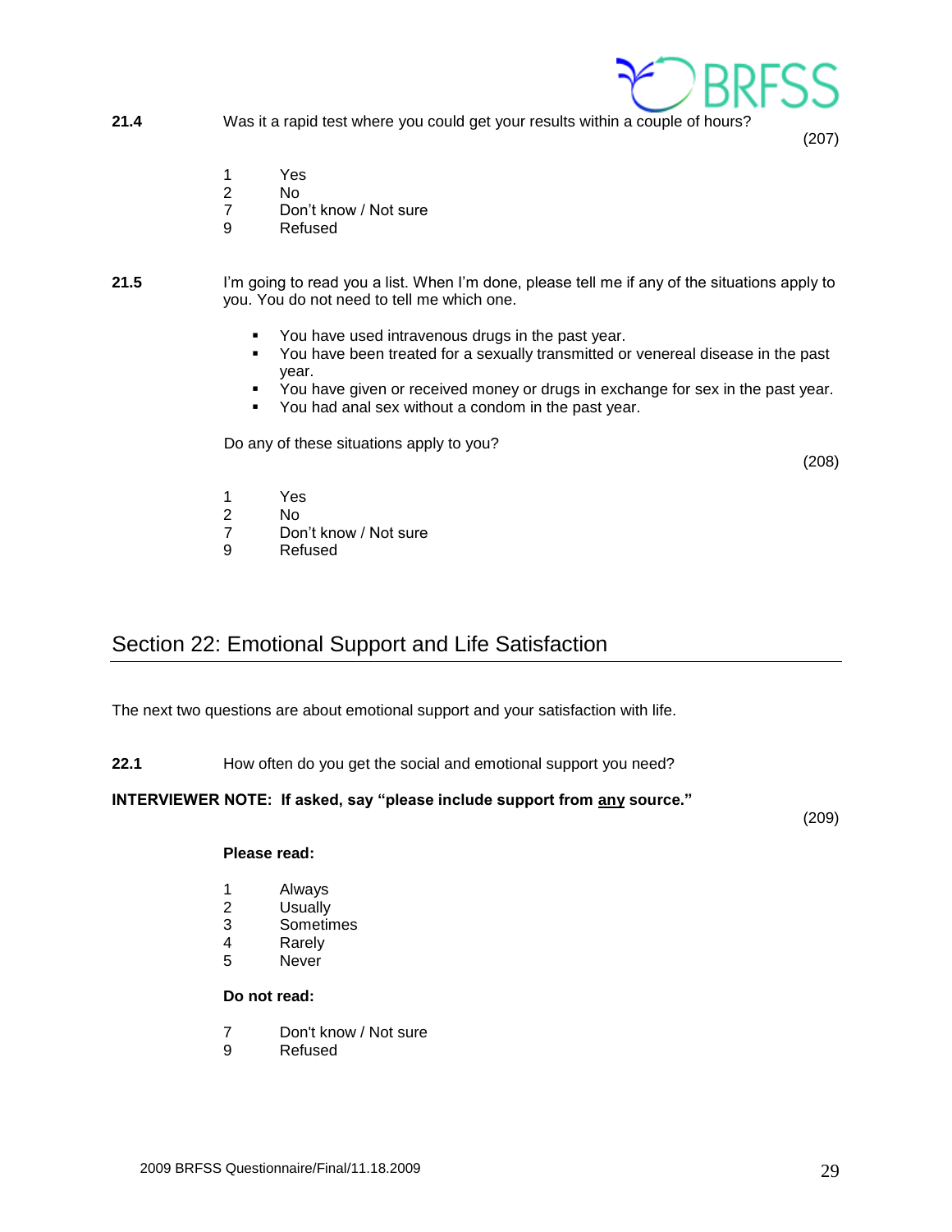**21.4** Was it a rapid test where you could get your results within a couple of hours?

(207)

1 Yes
2 No
7 Don't know / Not sure
9 Refused

**21.5** I'm going to read you a list. When I'm done, please tell me if any of the situations apply to you. You do not need to tell me which one.

- You have used intravenous drugs in the past year.
- You have been treated for a sexually transmitted or venereal disease in the past year.
- You have given or received money or drugs in exchange for sex in the past year.
- You had anal sex without a condom in the past year.

Do any of these situations apply to you?

(208)

1 Yes
2 No
7 Don't know / Not sure
9 Refused

## Section 22: Emotional Support and Life Satisfaction

The next two questions are about emotional support and your satisfaction with life.

**22.1** How often do you get the social and emotional support you need?

**INTERVIEWER NOTE: If asked, say "please include support from any source."**

(209)

**Please read:**

1 Always
2 Usually
3 Sometimes
4 Rarely
5 Never

**Do not read:**

7 Don't know / Not sure
9 Refused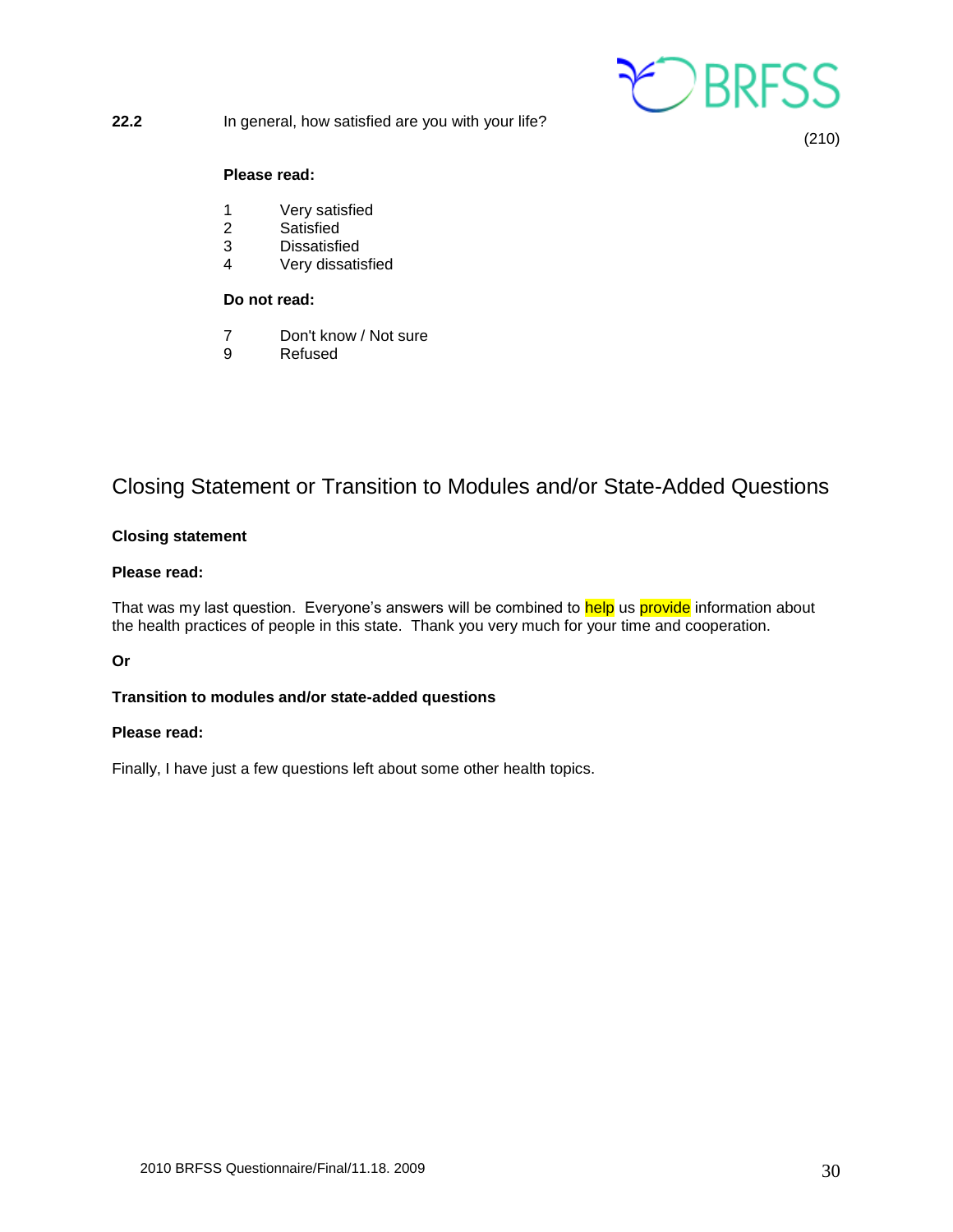**22.2** In general, how satisfied are you with your life?

(210)

**Please read:**

1 Very satisfied
2 Satisfied
3 Dissatisfied
4 Very dissatisfied

**Do not read:**

7 Don't know / Not sure
9 Refused

## Closing Statement or Transition to Modules and/or State-Added Questions

**Closing statement**

**Please read:**

That was my last question. Everyone's answers will be combined to help us provide information about the health practices of people in this state. Thank you very much for your time and cooperation.

**Or**

**Transition to modules and/or state-added questions**

**Please read:**

Finally, I have just a few questions left about some other health topics.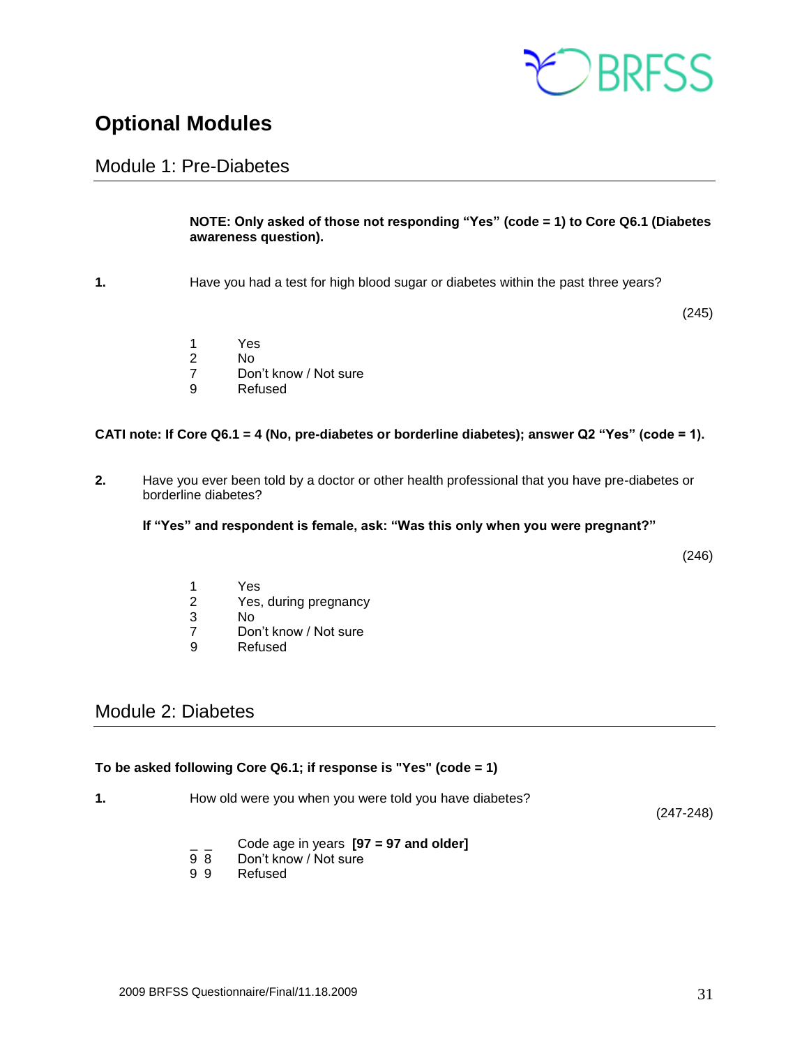# Optional Modules

## Module 1: Pre-Diabetes

**NOTE: Only asked of those not responding "Yes" (code = 1) to Core Q6.1 (Diabetes awareness question).**

**1.** Have you had a test for high blood sugar or diabetes within the past three years?

(245)

1 Yes
2 No
7 Don't know / Not sure
9 Refused

**CATI note: If Core Q6.1 = 4 (No, pre-diabetes or borderline diabetes); answer Q2 "Yes" (code = 1).**

**2.** Have you ever been told by a doctor or other health professional that you have pre-diabetes or borderline diabetes?

**If "Yes" and respondent is female, ask: "Was this only when you were pregnant?"**

(246)

1 Yes
2 Yes, during pregnancy
3 No
7 Don't know / Not sure
9 Refused

## Module 2: Diabetes

**To be asked following Core Q6.1; if response is "Yes" (code = 1)**

**1.** How old were you when you were told you have diabetes?

(247-248)

_ _ Code age in years **[97 = 97 and older]**
9 8 Don't know / Not sure
9 9 Refused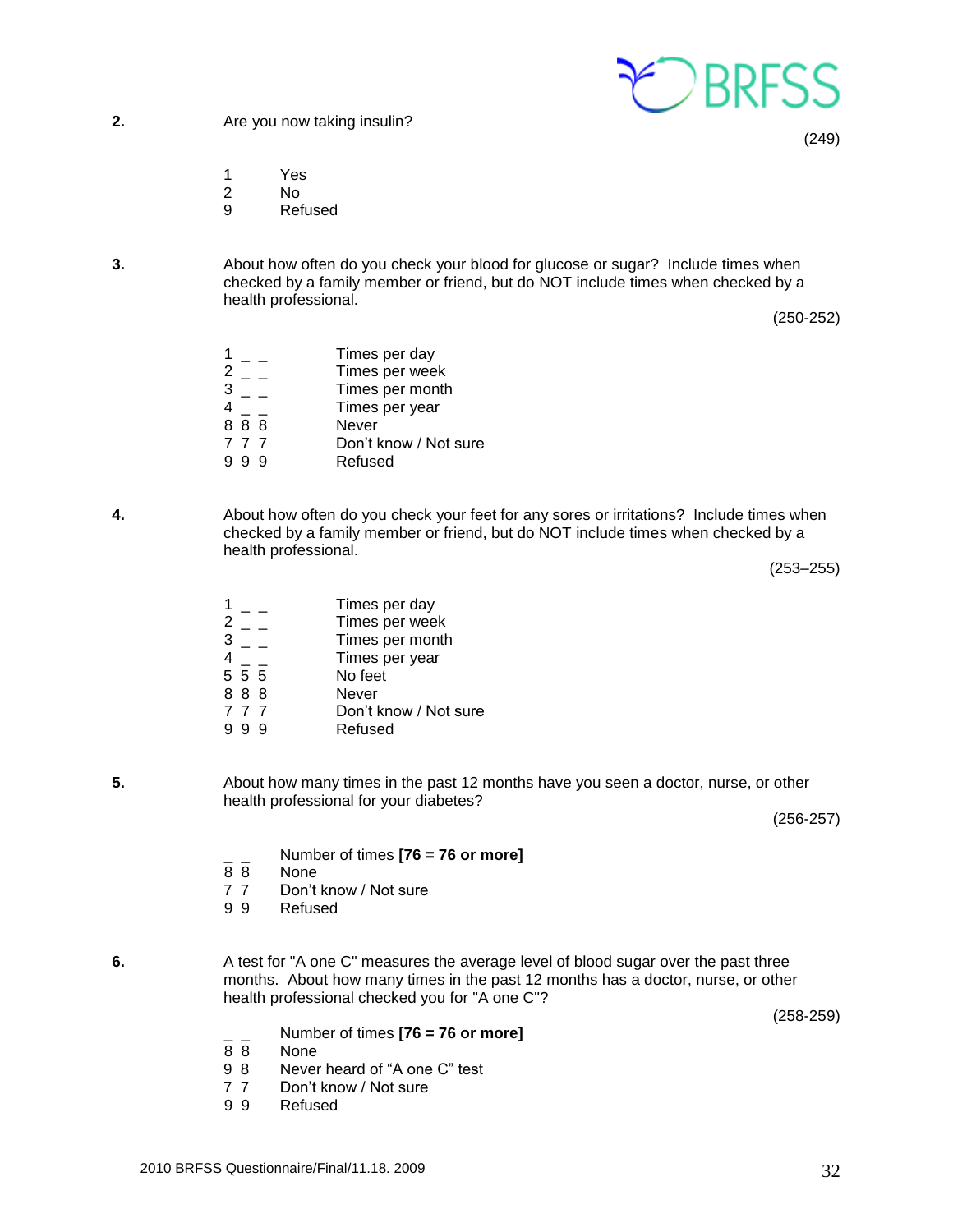**2.** Are you now taking insulin?

(249)

1 Yes
2 No
9 Refused

**3.** About how often do you check your blood for glucose or sugar? Include times when checked by a family member or friend, but do NOT include times when checked by a health professional.

(250-252)

1 _ _ Times per day
2 _ _ Times per week
3 _ _ Times per month
4 _ _ Times per year
8 8 8 Never
7 7 7 Don't know / Not sure
9 9 9 Refused

**4.** About how often do you check your feet for any sores or irritations? Include times when checked by a family member or friend, but do NOT include times when checked by a health professional.

(253–255)

1 _ _ Times per day
2 _ _ Times per week
3 _ _ Times per month
4 _ _ Times per year
5 5 5 No feet
8 8 8 Never
7 7 7 Don't know / Not sure
9 9 9 Refused

**5.** About how many times in the past 12 months have you seen a doctor, nurse, or other health professional for your diabetes?

(256-257)

_ _ Number of times **[76 = 76 or more]**
8 8 None
7 7 Don't know / Not sure
9 9 Refused

**6.** A test for "A one C" measures the average level of blood sugar over the past three months. About how many times in the past 12 months has a doctor, nurse, or other health professional checked you for "A one C"?

(258-259)

_ _ Number of times **[76 = 76 or more]**
8 8 None
9 8 Never heard of "A one C" test
7 7 Don't know / Not sure
9 9 Refused

2010 BRFSS Questionnaire/Final/11.18. 2009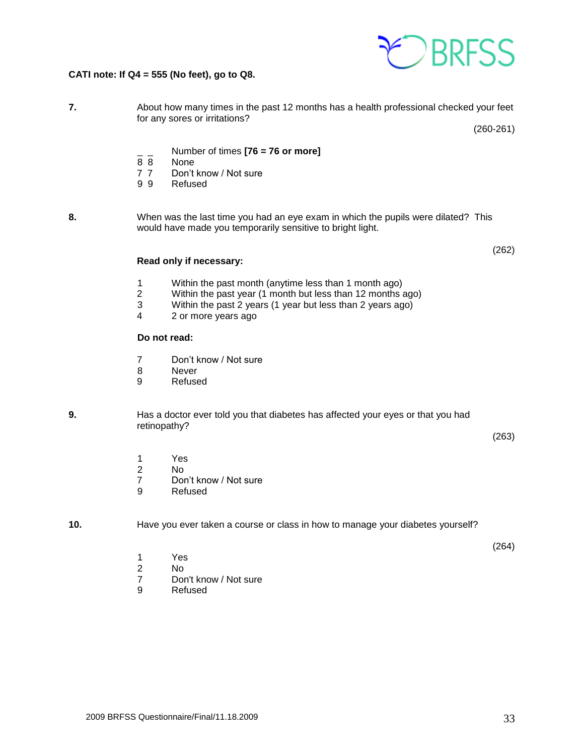**CATI note: If Q4 = 555 (No feet), go to Q8.**

**7.** About how many times in the past 12 months has a health professional checked your feet for any sores or irritations?

(260-261)

_ _ Number of times **[76 = 76 or more]**
8 8 None
7 7 Don't know / Not sure
9 9 Refused

**8.** When was the last time you had an eye exam in which the pupils were dilated? This would have made you temporarily sensitive to bright light.

(262)

**Read only if necessary:**

1 Within the past month (anytime less than 1 month ago)
2 Within the past year (1 month but less than 12 months ago)
3 Within the past 2 years (1 year but less than 2 years ago)
4 2 or more years ago

**Do not read:**

7 Don't know / Not sure
8 Never
9 Refused

**9.** Has a doctor ever told you that diabetes has affected your eyes or that you had retinopathy?

(263)

1 Yes
2 No
7 Don't know / Not sure
9 Refused

**10.** Have you ever taken a course or class in how to manage your diabetes yourself?

(264)

1 Yes
2 No
7 Don't know / Not sure
9 Refused

2009 BRFSS Questionnaire/Final/11.18.2009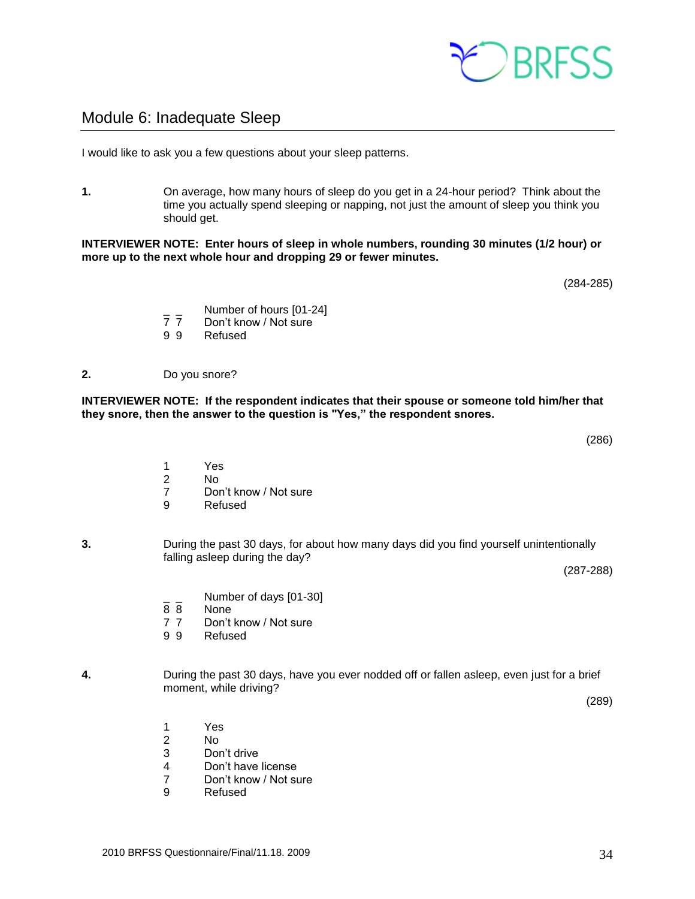## Module 6: Inadequate Sleep

I would like to ask you a few questions about your sleep patterns.

**1.** On average, how many hours of sleep do you get in a 24-hour period? Think about the time you actually spend sleeping or napping, not just the amount of sleep you think you should get.

**INTERVIEWER NOTE: Enter hours of sleep in whole numbers, rounding 30 minutes (1/2 hour) or more up to the next whole hour and dropping 29 or fewer minutes.**

(284-285)

_ _ Number of hours [01-24]
7 7 Don't know / Not sure
9 9 Refused

**2.** Do you snore?

**INTERVIEWER NOTE: If the respondent indicates that their spouse or someone told him/her that they snore, then the answer to the question is "Yes," the respondent snores.**

(286)

1 Yes
2 No
7 Don't know / Not sure
9 Refused

**3.** During the past 30 days, for about how many days did you find yourself unintentionally falling asleep during the day?

(287-288)

_ _ Number of days [01-30]
8 8 None
7 7 Don't know / Not sure
9 9 Refused

**4.** During the past 30 days, have you ever nodded off or fallen asleep, even just for a brief moment, while driving?

(289)

1 Yes
2 No
3 Don't drive
4 Don't have license
7 Don't know / Not sure
9 Refused

2010 BRFSS Questionnaire/Final/11.18. 2009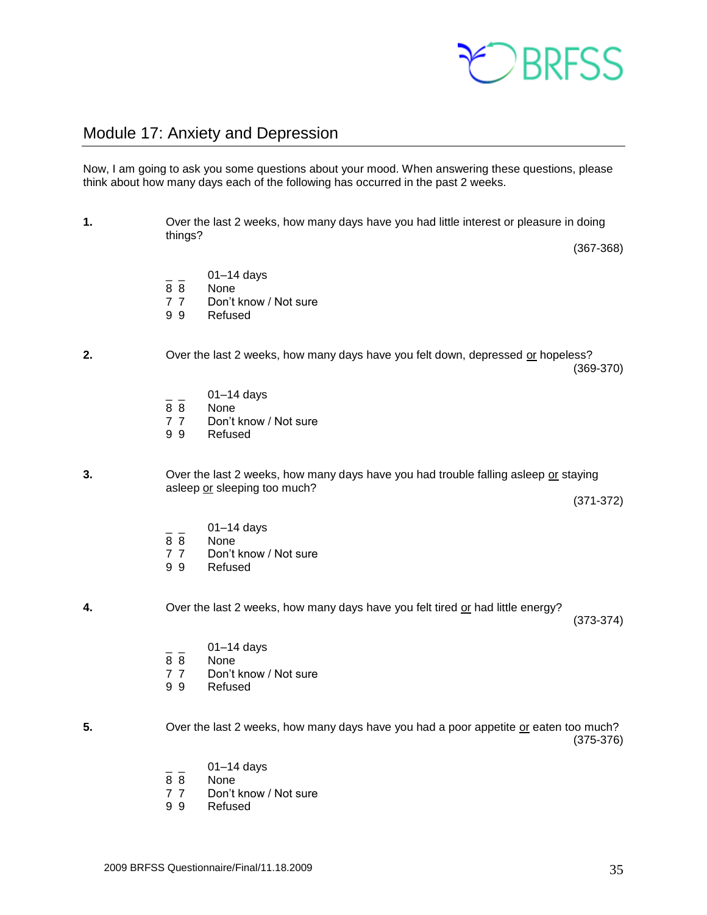## Module 17: Anxiety and Depression

Now, I am going to ask you some questions about your mood. When answering these questions, please think about how many days each of the following has occurred in the past 2 weeks.

**1.** Over the last 2 weeks, how many days have you had little interest or pleasure in doing things?

(367-368)

_ _ 01–14 days
8 8 None
7 7 Don't know / Not sure
9 9 Refused

**2.** Over the last 2 weeks, how many days have you felt down, depressed or hopeless?

(369-370)

_ _ 01–14 days
8 8 None
7 7 Don't know / Not sure
9 9 Refused

**3.** Over the last 2 weeks, how many days have you had trouble falling asleep or staying asleep or sleeping too much?

(371-372)

_ _ 01–14 days
8 8 None
7 7 Don't know / Not sure
9 9 Refused

**4.** Over the last 2 weeks, how many days have you felt tired or had little energy?

(373-374)

_ _ 01–14 days
8 8 None
7 7 Don't know / Not sure
9 9 Refused

**5.** Over the last 2 weeks, how many days have you had a poor appetite or eaten too much?

(375-376)

_ _ 01–14 days
8 8 None
7 7 Don't know / Not sure
9 9 Refused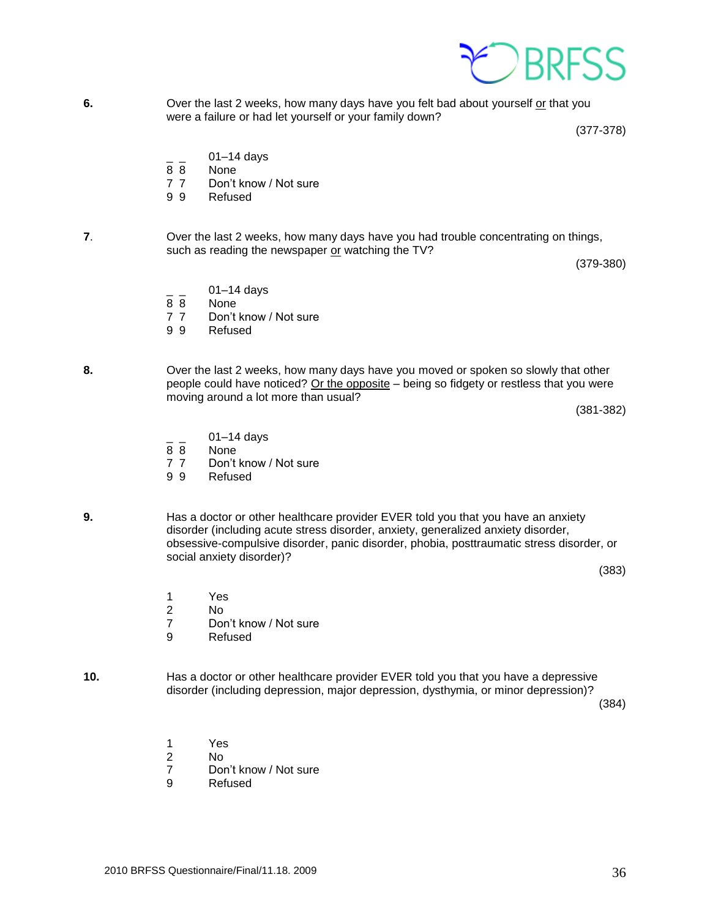**6.** Over the last 2 weeks, how many days have you felt bad about yourself <u>or</u> that you were a failure or had let yourself or your family down?

(377-378)

_ _ 01–14 days
8 8 None
7 7 Don't know / Not sure
9 9 Refused

**7.** Over the last 2 weeks, how many days have you had trouble concentrating on things, such as reading the newspaper <u>or</u> watching the TV?

(379-380)

_ _ 01–14 days
8 8 None
7 7 Don't know / Not sure
9 9 Refused

**8.** Over the last 2 weeks, how many days have you moved or spoken so slowly that other people could have noticed? <u>Or the opposite</u> – being so fidgety or restless that you were moving around a lot more than usual?

(381-382)

_ _ 01–14 days
8 8 None
7 7 Don't know / Not sure
9 9 Refused

**9.** Has a doctor or other healthcare provider EVER told you that you have an anxiety disorder (including acute stress disorder, anxiety, generalized anxiety disorder, obsessive-compulsive disorder, panic disorder, phobia, posttraumatic stress disorder, or social anxiety disorder)?

(383)

1 Yes
2 No
7 Don't know / Not sure
9 Refused

**10.** Has a doctor or other healthcare provider EVER told you that you have a depressive disorder (including depression, major depression, dysthymia, or minor depression)?

(384)

1 Yes
2 No
7 Don't know / Not sure
9 Refused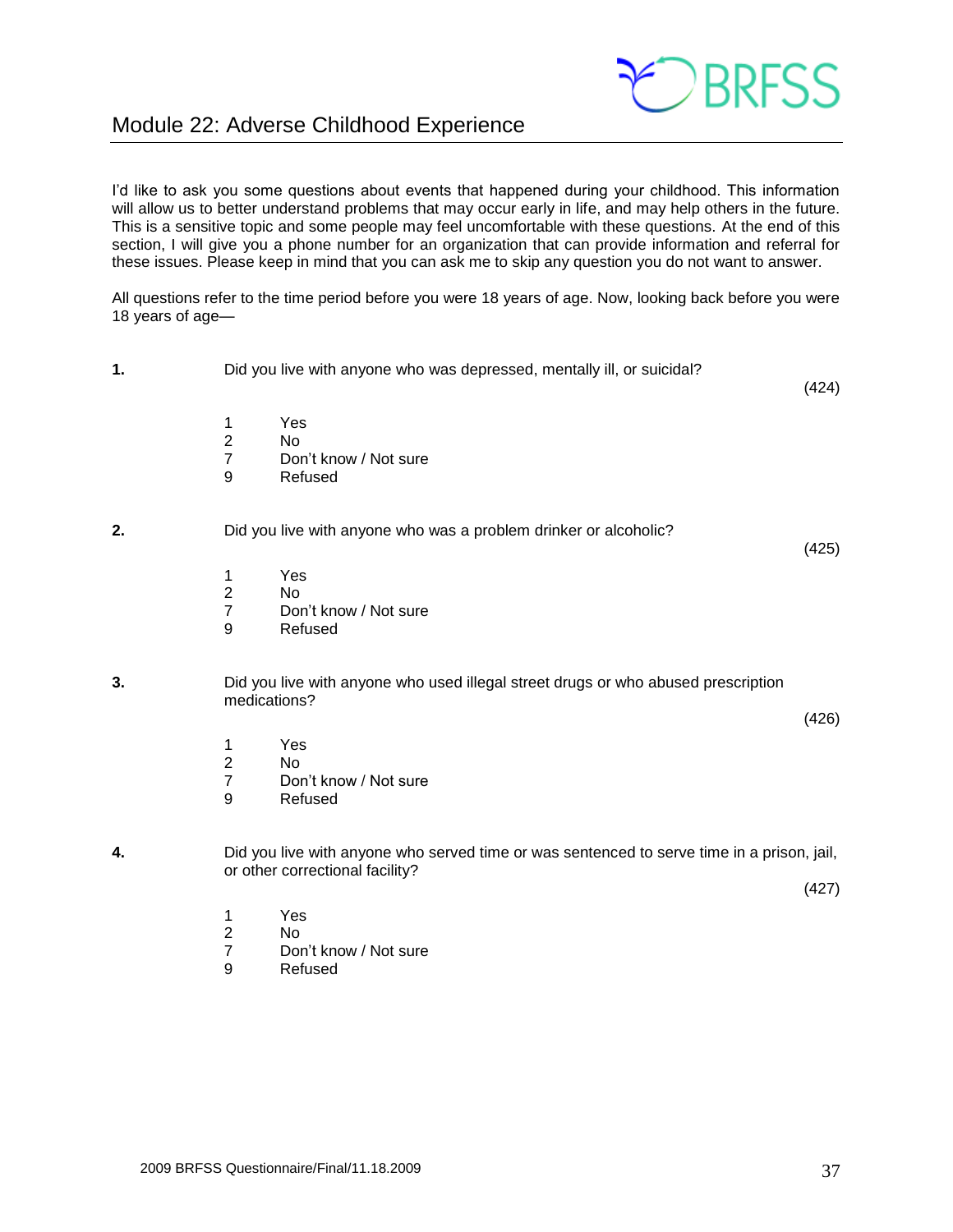# Module 22: Adverse Childhood Experience

I'd like to ask you some questions about events that happened during your childhood. This information will allow us to better understand problems that may occur early in life, and may help others in the future. This is a sensitive topic and some people may feel uncomfortable with these questions. At the end of this section, I will give you a phone number for an organization that can provide information and referral for these issues. Please keep in mind that you can ask me to skip any question you do not want to answer.

All questions refer to the time period before you were 18 years of age. Now, looking back before you were 18 years of age—

**1.** Did you live with anyone who was depressed, mentally ill, or suicidal? (424)

1 Yes
2 No
7 Don't know / Not sure
9 Refused

**2.** Did you live with anyone who was a problem drinker or alcoholic? (425)

1 Yes
2 No
7 Don't know / Not sure
9 Refused

**3.** Did you live with anyone who used illegal street drugs or who abused prescription medications? (426)

1 Yes
2 No
7 Don't know / Not sure
9 Refused

**4.** Did you live with anyone who served time or was sentenced to serve time in a prison, jail, or other correctional facility? (427)

1 Yes
2 No
7 Don't know / Not sure
9 Refused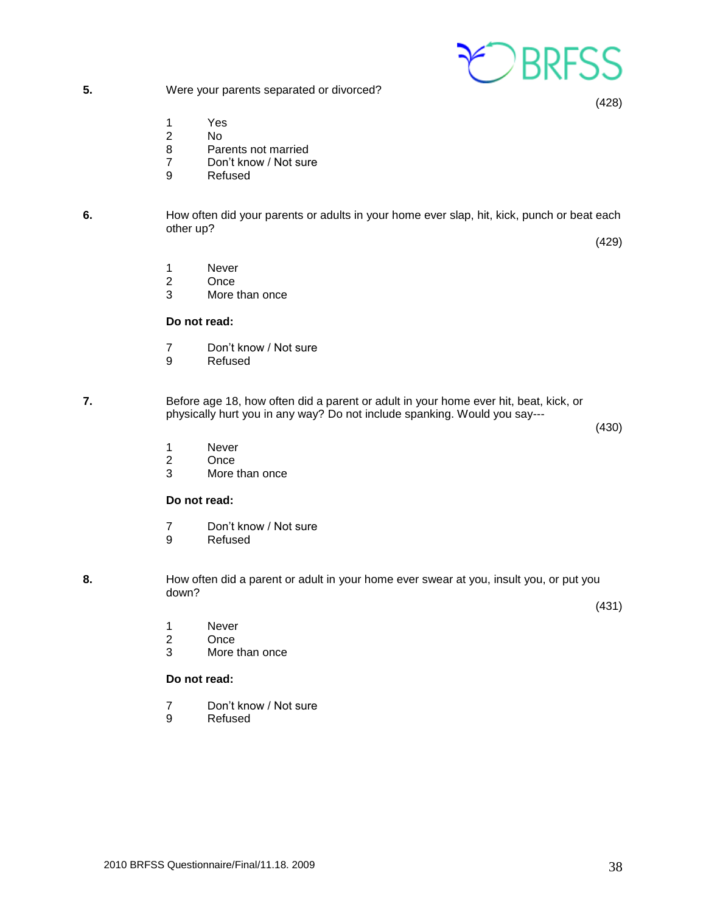**5.** Were your parents separated or divorced?

(428)

1 Yes
2 No
8 Parents not married
7 Don't know / Not sure
9 Refused

**6.** How often did your parents or adults in your home ever slap, hit, kick, punch or beat each other up?

(429)

1 Never
2 Once
3 More than once

**Do not read:**

7 Don't know / Not sure
9 Refused

**7.** Before age 18, how often did a parent or adult in your home ever hit, beat, kick, or physically hurt you in any way? Do not include spanking. Would you say---

(430)

1 Never
2 Once
3 More than once

**Do not read:**

7 Don't know / Not sure
9 Refused

**8.** How often did a parent or adult in your home ever swear at you, insult you, or put you down?

(431)

1 Never
2 Once
3 More than once

**Do not read:**

7 Don't know / Not sure
9 Refused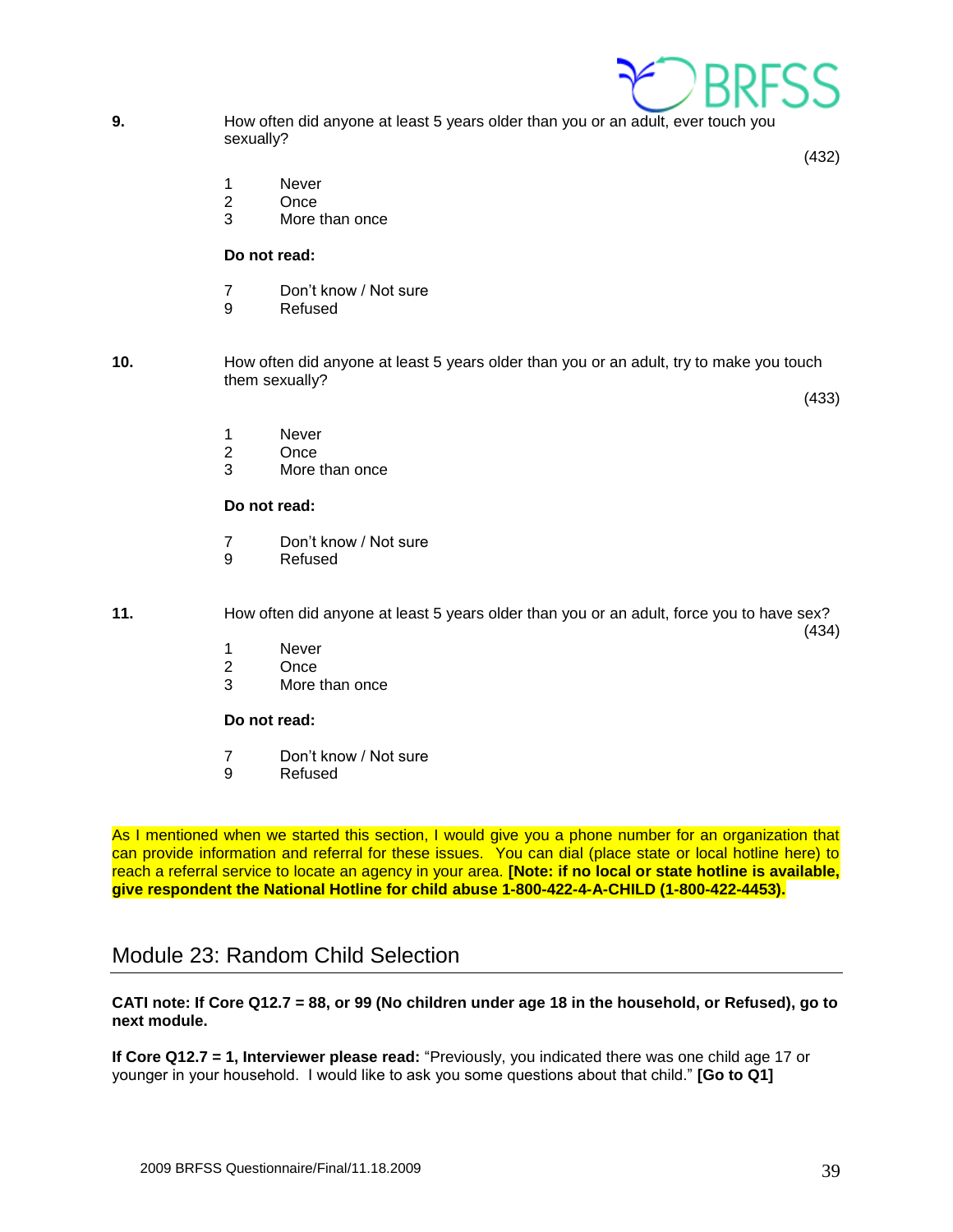**9.** How often did anyone at least 5 years older than you or an adult, ever touch you sexually?

(432)

1 Never
2 Once
3 More than once

**Do not read:**

7 Don't know / Not sure
9 Refused

**10.** How often did anyone at least 5 years older than you or an adult, try to make you touch them sexually?

(433)

1 Never
2 Once
3 More than once

**Do not read:**

7 Don't know / Not sure
9 Refused

**11.** How often did anyone at least 5 years older than you or an adult, force you to have sex?

(434)

1 Never
2 Once
3 More than once

**Do not read:**

7 Don't know / Not sure
9 Refused

As I mentioned when we started this section, I would give you a phone number for an organization that can provide information and referral for these issues. You can dial (place state or local hotline here) to reach a referral service to locate an agency in your area. **[Note: if no local or state hotline is available, give respondent the National Hotline for child abuse 1-800-422-4-A-CHILD (1-800-422-4453).**

## Module 23: Random Child Selection

**CATI note: If Core Q12.7 = 88, or 99 (No children under age 18 in the household, or Refused), go to next module.**

**If Core Q12.7 = 1, Interviewer please read:** "Previously, you indicated there was one child age 17 or younger in your household. I would like to ask you some questions about that child." **[Go to Q1]**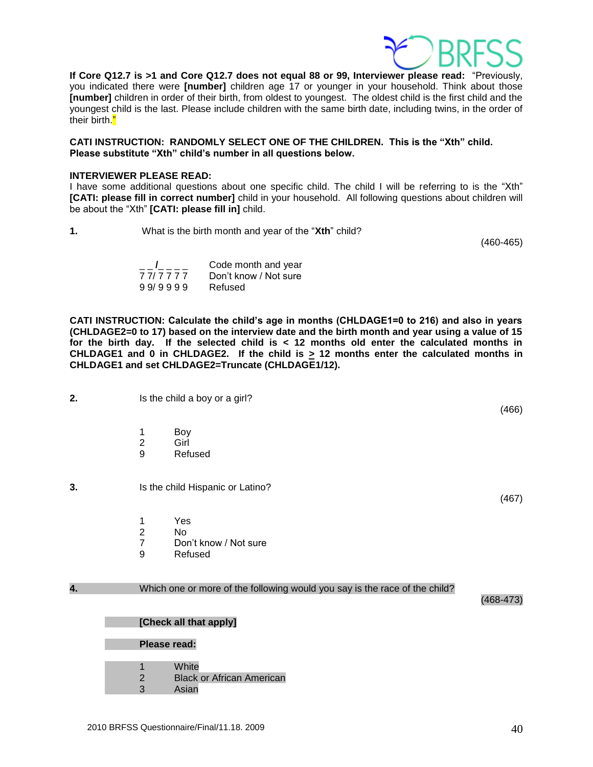**If Core Q12.7 is >1 and Core Q12.7 does not equal 88 or 99, Interviewer please read:** "Previously, you indicated there were **[number]** children age 17 or younger in your household. Think about those **[number]** children in order of their birth, from oldest to youngest. The oldest child is the first child and the youngest child is the last. Please include children with the same birth date, including twins, in the order of their birth."

**CATI INSTRUCTION: RANDOMLY SELECT ONE OF THE CHILDREN. This is the "Xth" child. Please substitute "Xth" child's number in all questions below.**

**INTERVIEWER PLEASE READ:**
I have some additional questions about one specific child. The child I will be referring to is the "Xth" **[CATI: please fill in correct number]** child in your household. All following questions about children will be about the "Xth" **[CATI: please fill in]** child.

**1.** What is the birth month and year of the "**Xth**" child? (460-465)

| | |
|---|---|
| _ _/_ _ _ _ | Code month and year |
| 7 7/ 7 7 7 7 | Don't know / Not sure |
| 9 9/ 9 9 9 9 | Refused |

**CATI INSTRUCTION: Calculate the child's age in months (CHLDAGE1=0 to 216) and also in years (CHLDAGE2=0 to 17) based on the interview date and the birth month and year using a value of 15 for the birth day. If the selected child is < 12 months old enter the calculated months in CHLDAGE1 and 0 in CHLDAGE2. If the child is ≥ 12 months enter the calculated months in CHLDAGE1 and set CHLDAGE2=Truncate (CHLDAGE1/12).**

**2.** Is the child a boy or a girl? (466)

| | |
|---|---|
| 1 | Boy |
| 2 | Girl |
| 9 | Refused |

**3.** Is the child Hispanic or Latino? (467)

| | |
|---|---|
| 1 | Yes |
| 2 | No |
| 7 | Don't know / Not sure |
| 9 | Refused |

**4.** Which one or more of the following would you say is the race of the child? (468-473)

**[Check all that apply]**

**Please read:**

| | |
|---|---|
| 1 | White |
| 2 | Black or African American |
| 3 | Asian |

2010 BRFSS Questionnaire/Final/11.18. 2009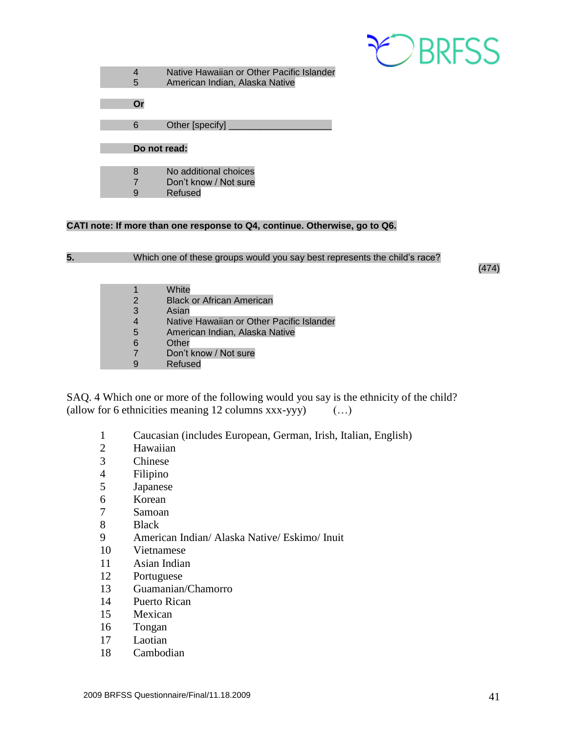4 Native Hawaiian or Other Pacific Islander
5 American Indian, Alaska Native

**Or**

6 Other [specify] ___________________

**Do not read:**

8 No additional choices
7 Don't know / Not sure
9 Refused

**CATI note: If more than one response to Q4, continue. Otherwise, go to Q6.**

**5.** Which one of these groups would you say best represents the child's race? (474)

1 White
2 Black or African American
3 Asian
4 Native Hawaiian or Other Pacific Islander
5 American Indian, Alaska Native
6 Other
7 Don't know / Not sure
9 Refused

SAQ. 4 Which one or more of the following would you say is the ethnicity of the child? (allow for 6 ethnicities meaning 12 columns xxx-yyy) (…)

1 Caucasian (includes European, German, Irish, Italian, English)
2 Hawaiian
3 Chinese
4 Filipino
5 Japanese
6 Korean
7 Samoan
8 Black
9 American Indian/ Alaska Native/ Eskimo/ Inuit
10 Vietnamese
11 Asian Indian
12 Portuguese
13 Guamanian/Chamorro
14 Puerto Rican
15 Mexican
16 Tongan
17 Laotian
18 Cambodian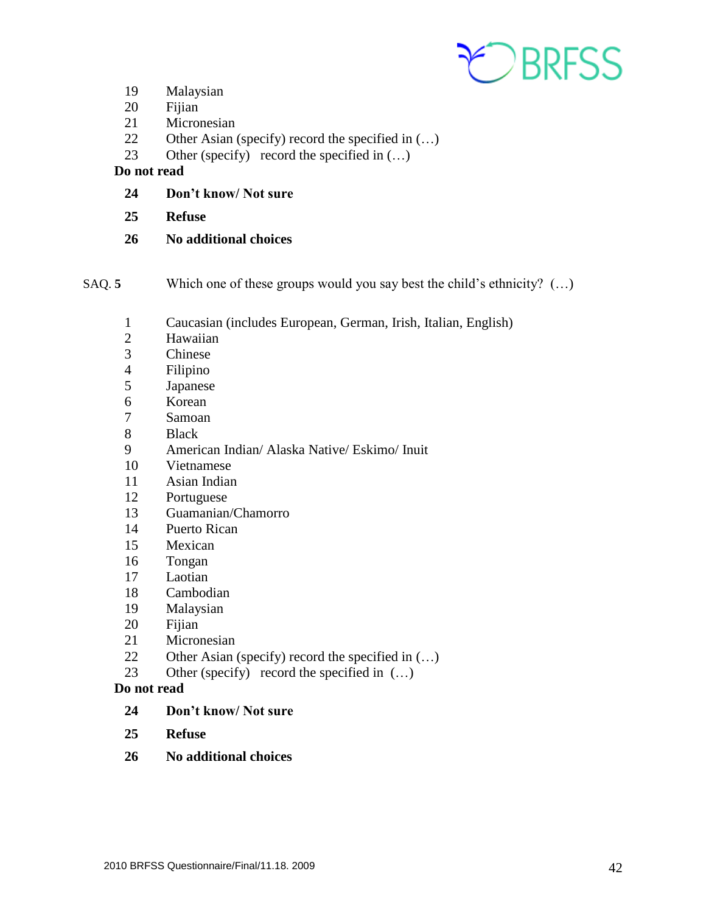19 Malaysian
20 Fijian
21 Micronesian
22 Other Asian (specify) record the specified in (…)
23 Other (specify) record the specified in (…)

**Do not read**

**24 Don't know/ Not sure**

**25 Refuse**

**26 No additional choices**

SAQ. **5** Which one of these groups would you say best the child's ethnicity? (…)

1 Caucasian (includes European, German, Irish, Italian, English)
2 Hawaiian
3 Chinese
4 Filipino
5 Japanese
6 Korean
7 Samoan
8 Black
9 American Indian/ Alaska Native/ Eskimo/ Inuit
10 Vietnamese
11 Asian Indian
12 Portuguese
13 Guamanian/Chamorro
14 Puerto Rican
15 Mexican
16 Tongan
17 Laotian
18 Cambodian
19 Malaysian
20 Fijian
21 Micronesian
22 Other Asian (specify) record the specified in (…)
23 Other (specify) record the specified in (…)

**Do not read**

**24 Don't know/ Not sure**

**25 Refuse**

**26 No additional choices**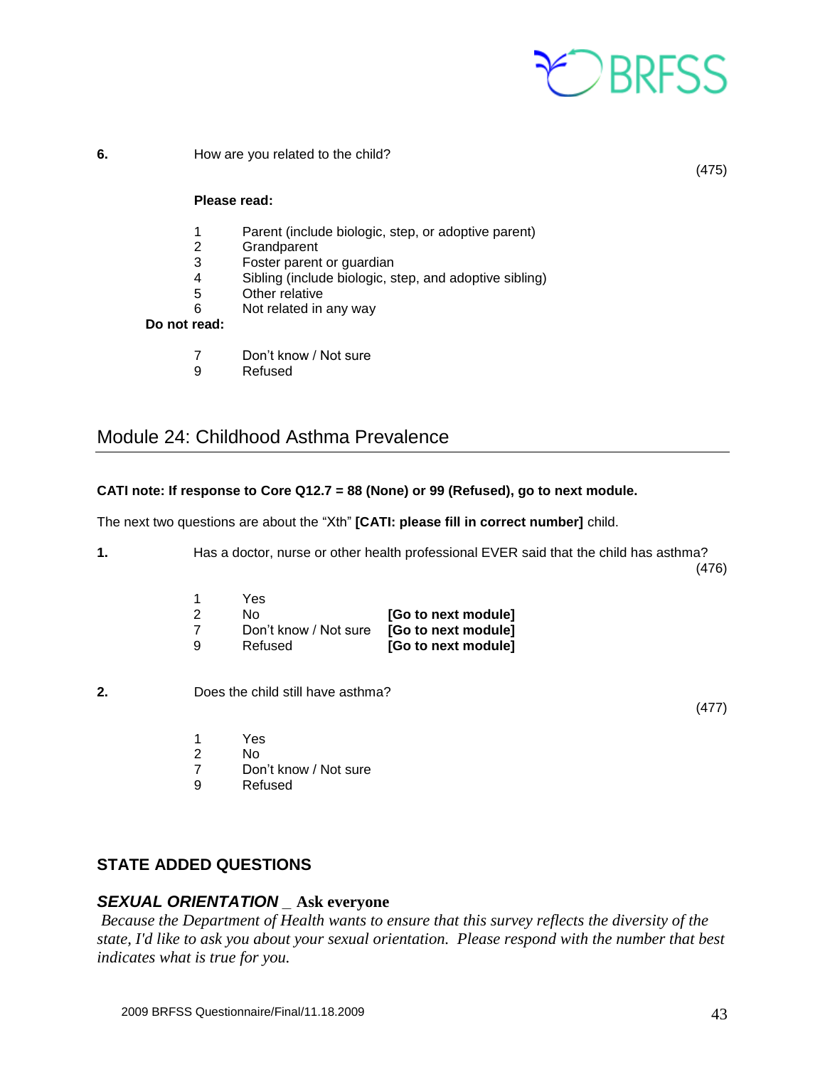**6.** How are you related to the child? (475)

**Please read:**

1 Parent (include biologic, step, or adoptive parent)
2 Grandparent
3 Foster parent or guardian
4 Sibling (include biologic, step, and adoptive sibling)
5 Other relative
6 Not related in any way

**Do not read:**

7 Don't know / Not sure
9 Refused

## Module 24: Childhood Asthma Prevalence

**CATI note: If response to Core Q12.7 = 88 (None) or 99 (Refused), go to next module.**

The next two questions are about the "Xth" **[CATI: please fill in correct number]** child.

**1.** Has a doctor, nurse or other health professional EVER said that the child has asthma? (476)

1 Yes
2 No **[Go to next module]**
7 Don't know / Not sure **[Go to next module]**
9 Refused **[Go to next module]**

**2.** Does the child still have asthma? (477)

1 Yes
2 No
7 Don't know / Not sure
9 Refused

### STATE ADDED QUESTIONS

***SEXUAL ORIENTATION* _ Ask everyone**

*Because the Department of Health wants to ensure that this survey reflects the diversity of the state, I'd like to ask you about your sexual orientation. Please respond with the number that best indicates what is true for you.*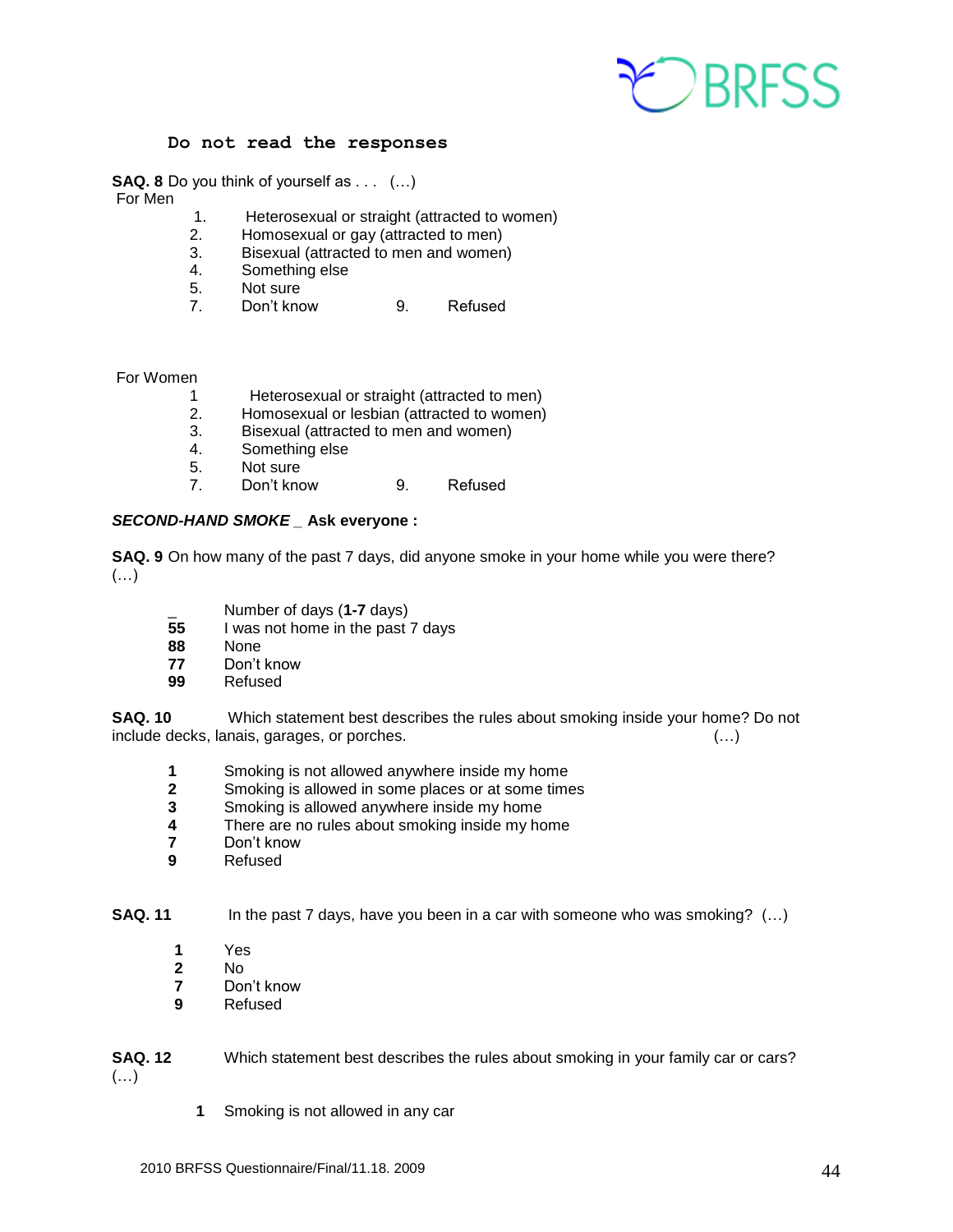**Do not read the responses**

**SAQ. 8** Do you think of yourself as . . . (…)

For Men

1. Heterosexual or straight (attracted to women)
2. Homosexual or gay (attracted to men)
3. Bisexual (attracted to men and women)
4. Something else
5. Not sure
7. Don't know
9. Refused

For Women

1. Heterosexual or straight (attracted to men)
2. Homosexual or lesbian (attracted to women)
3. Bisexual (attracted to men and women)
4. Something else
5. Not sure
7. Don't know
9. Refused

***SECOND-HAND SMOKE*** **_ Ask everyone :**

**SAQ. 9** On how many of the past 7 days, did anyone smoke in your home while you were there? (…)

_ Number of days (**1-7** days)
**55** I was not home in the past 7 days
**88** None
**77** Don't know
**99** Refused

**SAQ. 10** Which statement best describes the rules about smoking inside your home? Do not include decks, lanais, garages, or porches. (…)

**1** Smoking is not allowed anywhere inside my home
**2** Smoking is allowed in some places or at some times
**3** Smoking is allowed anywhere inside my home
**4** There are no rules about smoking inside my home
**7** Don't know
**9** Refused

**SAQ. 11** In the past 7 days, have you been in a car with someone who was smoking? (…)

**1** Yes
**2** No
**7** Don't know
**9** Refused

**SAQ. 12** Which statement best describes the rules about smoking in your family car or cars? (…)

**1** Smoking is not allowed in any car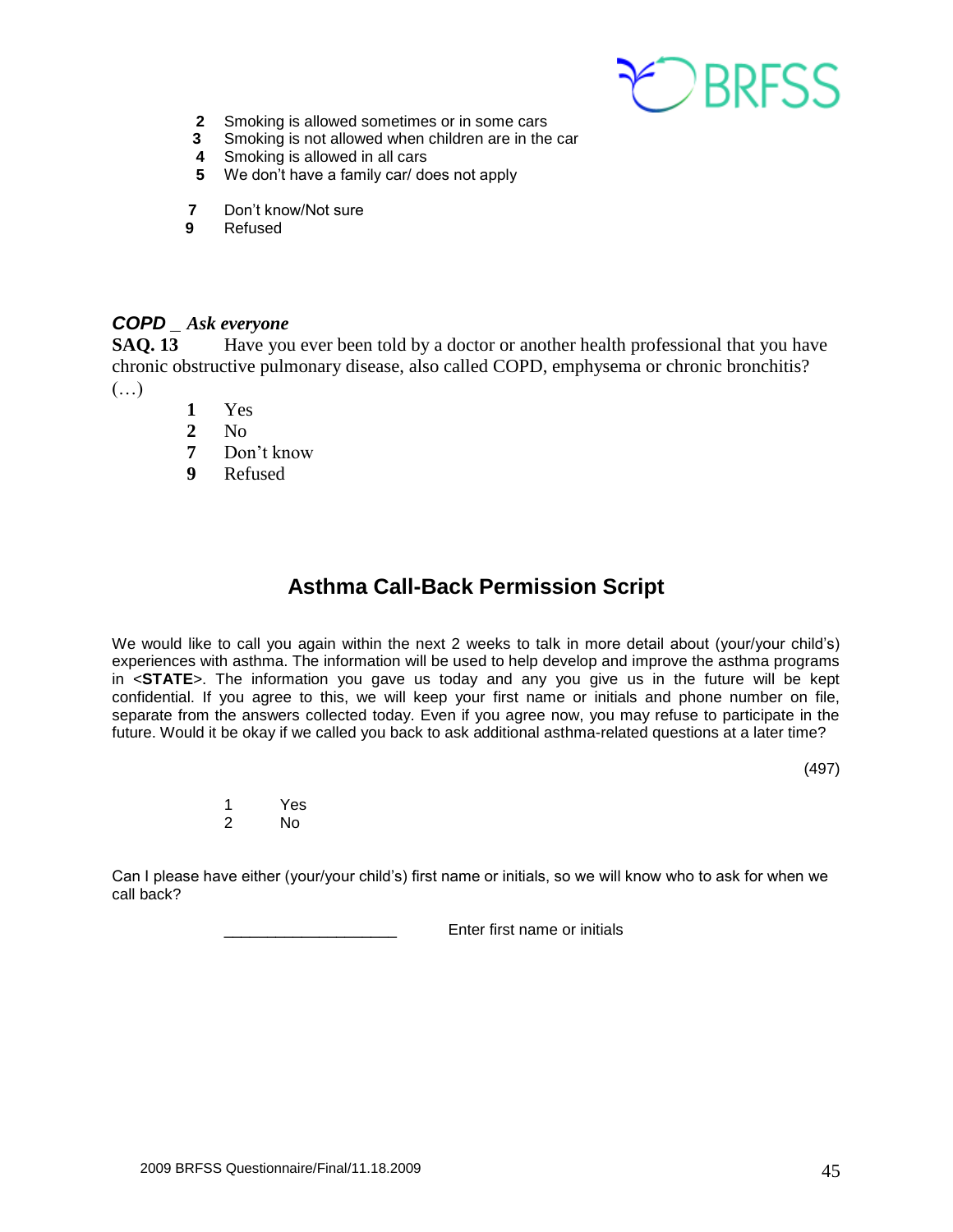**2** Smoking is allowed sometimes or in some cars
**3** Smoking is not allowed when children are in the car
**4** Smoking is allowed in all cars
**5** We don't have a family car/ does not apply

**7** Don't know/Not sure
**9** Refused

***COPD _ Ask everyone***

**SAQ. 13** Have you ever been told by a doctor or another health professional that you have chronic obstructive pulmonary disease, also called COPD, emphysema or chronic bronchitis? (…)

**1** Yes
**2** No
**7** Don't know
**9** Refused

## Asthma Call-Back Permission Script

We would like to call you again within the next 2 weeks to talk in more detail about (your/your child's) experiences with asthma. The information will be used to help develop and improve the asthma programs in <**STATE**>. The information you gave us today and any you give us in the future will be kept confidential. If you agree to this, we will keep your first name or initials and phone number on file, separate from the answers collected today. Even if you agree now, you may refuse to participate in the future. Would it be okay if we called you back to ask additional asthma-related questions at a later time?

(497)

1 Yes
2 No

Can I please have either (your/your child's) first name or initials, so we will know who to ask for when we call back?

____________________ Enter first name or initials

2009 BRFSS Questionnaire/Final/11.18.2009